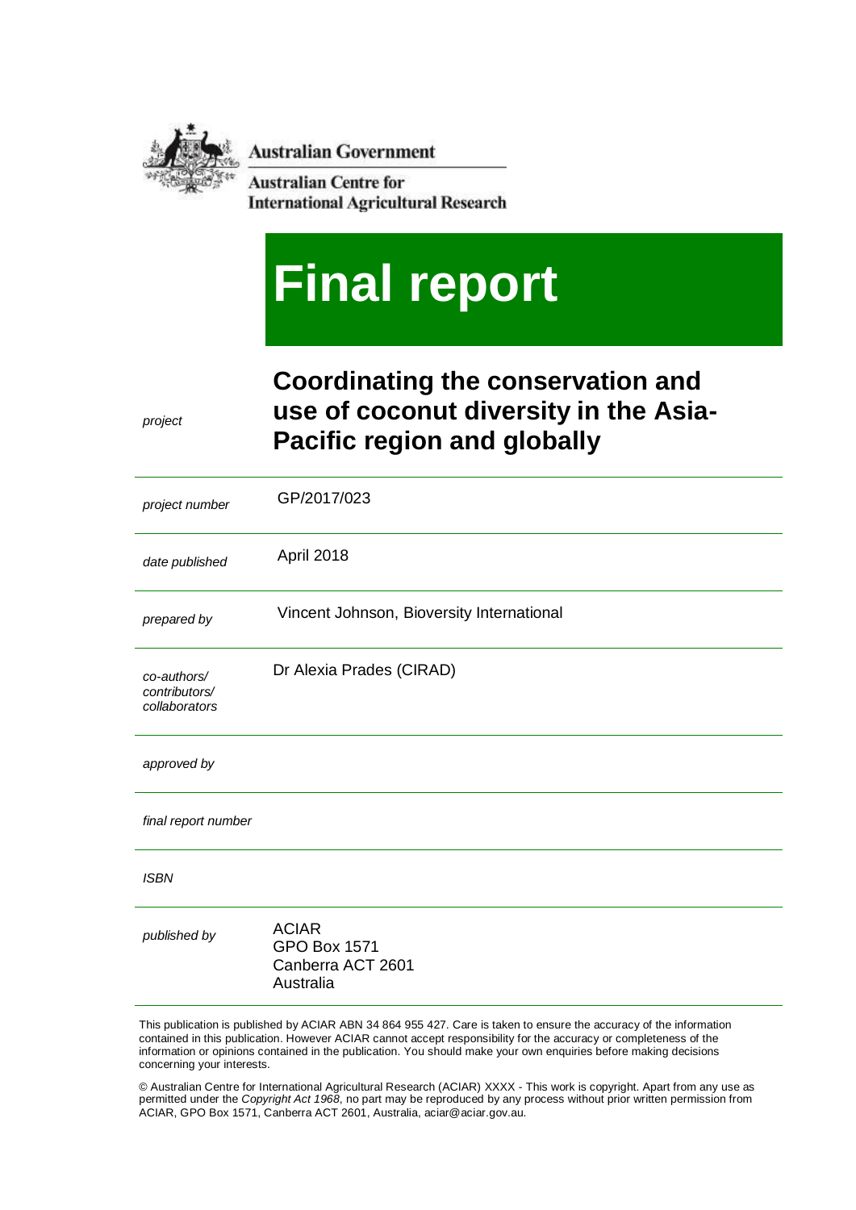Australian Government

Australian Centre for International Agricultural Research

# Final report

| | |
|---|---|
| *project* | **Coordinating the conservation and use of coconut diversity in the Asia-Pacific region and globally** |
| *project number* | GP/2017/023 |
| *date published* | April 2018 |
| *prepared by* | Vincent Johnson, Bioversity International |
| *co-authors/ contributors/ collaborators* | Dr Alexia Prades (CIRAD) |
| *approved by* | |
| *final report number* | |
| *ISBN* | |
| *published by* | ACIAR<br>GPO Box 1571<br>Canberra ACT 2601<br>Australia |

This publication is published by ACIAR ABN 34 864 955 427. Care is taken to ensure the accuracy of the information contained in this publication. However ACIAR cannot accept responsibility for the accuracy or completeness of the information or opinions contained in the publication. You should make your own enquiries before making decisions concerning your interests.

© Australian Centre for International Agricultural Research (ACIAR) XXXX - This work is copyright. Apart from any use as permitted under the *Copyright Act 1968*, no part may be reproduced by any process without prior written permission from ACIAR, GPO Box 1571, Canberra ACT 2601, Australia, aciar@aciar.gov.au.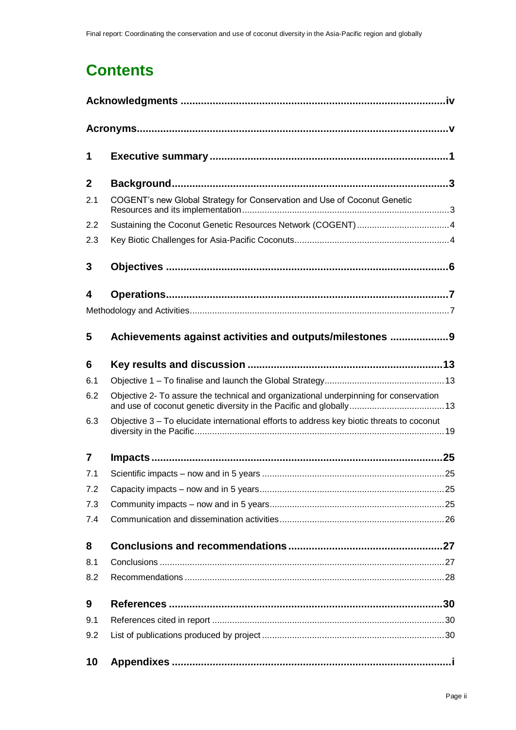# Contents

**Acknowledgments** .......... iv

**Acronyms** .......... v

**1 Executive summary** .......... 1

**2 Background** .......... 3

2.1 COGENT's new Global Strategy for Conservation and Use of Coconut Genetic Resources and its implementation .......... 3

2.2 Sustaining the Coconut Genetic Resources Network (COGENT) .......... 4

2.3 Key Biotic Challenges for Asia-Pacific Coconuts .......... 4

**3 Objectives** .......... 6

**4 Operations** .......... 7

Methodology and Activities .......... 7

**5 Achievements against activities and outputs/milestones** .......... 9

**6 Key results and discussion** .......... 13

6.1 Objective 1 – To finalise and launch the Global Strategy .......... 13

6.2 Objective 2- To assure the technical and organizational underpinning for conservation and use of coconut genetic diversity in the Pacific and globally .......... 13

6.3 Objective 3 – To elucidate international efforts to address key biotic threats to coconut diversity in the Pacific .......... 19

**7 Impacts** .......... 25

7.1 Scientific impacts – now and in 5 years .......... 25

7.2 Capacity impacts – now and in 5 years .......... 25

7.3 Community impacts – now and in 5 years .......... 25

7.4 Communication and dissemination activities .......... 26

**8 Conclusions and recommendations** .......... 27

8.1 Conclusions .......... 27

8.2 Recommendations .......... 28

**9 References** .......... 30

9.1 References cited in report .......... 30

9.2 List of publications produced by project .......... 30

**10 Appendixes** .......... i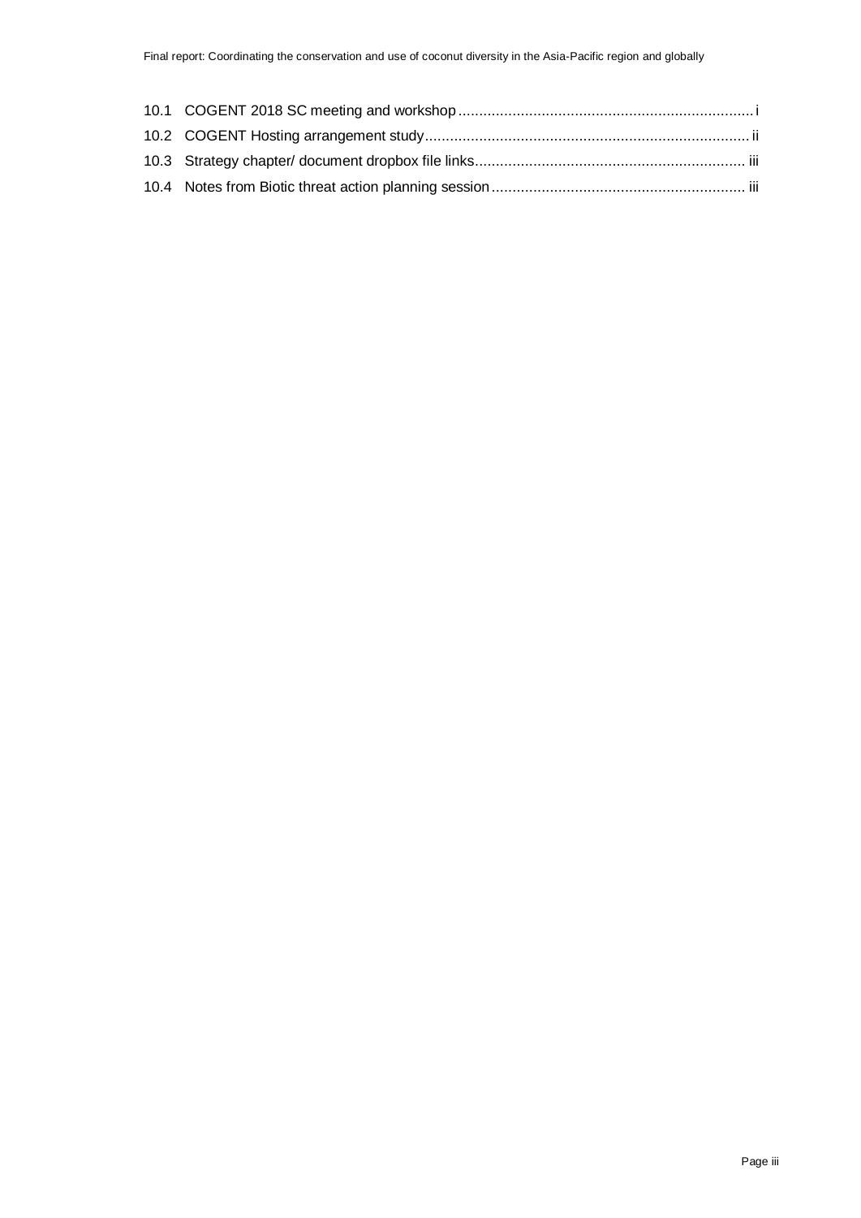10.1 COGENT 2018 SC meeting and workshop ....................................................................... i

10.2 COGENT Hosting arrangement study............................................................................ ii

10.3 Strategy chapter/ document dropbox file links................................................................ iii

10.4 Notes from Biotic threat action planning session............................................................ iii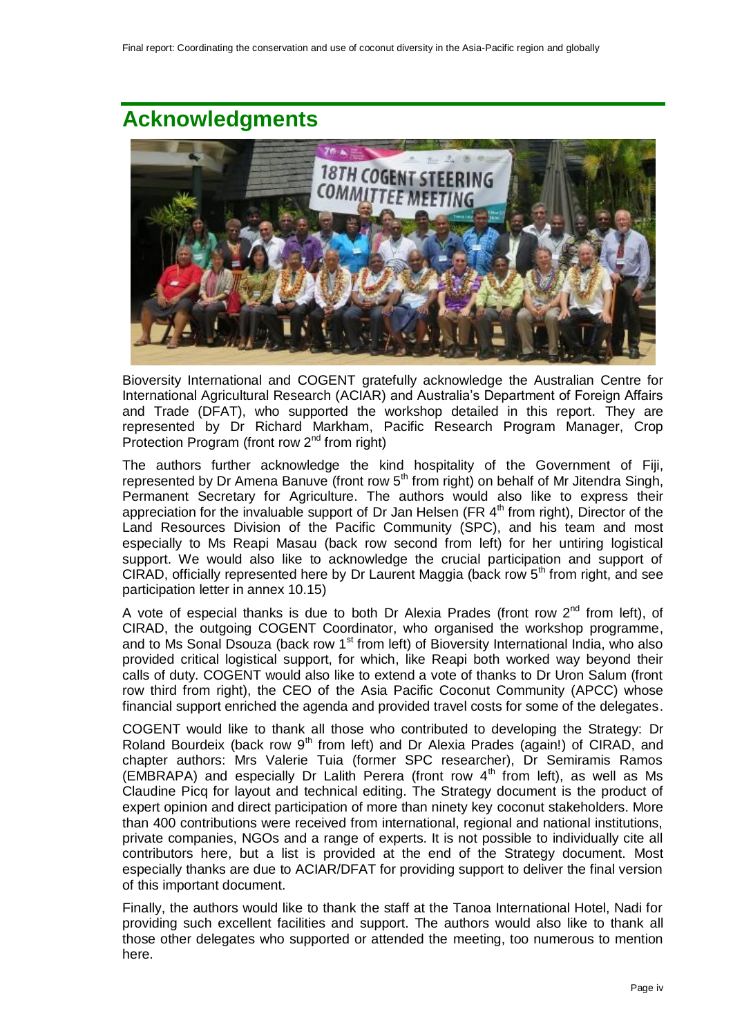## Acknowledgments

Bioversity International and COGENT gratefully acknowledge the Australian Centre for International Agricultural Research (ACIAR) and Australia's Department of Foreign Affairs and Trade (DFAT), who supported the workshop detailed in this report. They are represented by Dr Richard Markham, Pacific Research Program Manager, Crop Protection Program (front row 2nd from right)

The authors further acknowledge the kind hospitality of the Government of Fiji, represented by Dr Amena Banuve (front row 5th from right) on behalf of Mr Jitendra Singh, Permanent Secretary for Agriculture. The authors would also like to express their appreciation for the invaluable support of Dr Jan Helsen (FR 4th from right), Director of the Land Resources Division of the Pacific Community (SPC), and his team and most especially to Ms Reapi Masau (back row second from left) for her untiring logistical support. We would also like to acknowledge the crucial participation and support of CIRAD, officially represented here by Dr Laurent Maggia (back row 5th from right, and see participation letter in annex 10.15)

A vote of especial thanks is due to both Dr Alexia Prades (front row 2nd from left), of CIRAD, the outgoing COGENT Coordinator, who organised the workshop programme, and to Ms Sonal Dsouza (back row 1st from left) of Bioversity International India, who also provided critical logistical support, for which, like Reapi both worked way beyond their calls of duty. COGENT would also like to extend a vote of thanks to Dr Uron Salum (front row third from right), the CEO of the Asia Pacific Coconut Community (APCC) whose financial support enriched the agenda and provided travel costs for some of the delegates.

COGENT would like to thank all those who contributed to developing the Strategy: Dr Roland Bourdeix (back row 9th from left) and Dr Alexia Prades (again!) of CIRAD, and chapter authors: Mrs Valerie Tuia (former SPC researcher), Dr Semiramis Ramos (EMBRAPA) and especially Dr Lalith Perera (front row 4th from left), as well as Ms Claudine Picq for layout and technical editing. The Strategy document is the product of expert opinion and direct participation of more than ninety key coconut stakeholders. More than 400 contributions were received from international, regional and national institutions, private companies, NGOs and a range of experts. It is not possible to individually cite all contributors here, but a list is provided at the end of the Strategy document. Most especially thanks are due to ACIAR/DFAT for providing support to deliver the final version of this important document.

Finally, the authors would like to thank the staff at the Tanoa International Hotel, Nadi for providing such excellent facilities and support. The authors would also like to thank all those other delegates who supported or attended the meeting, too numerous to mention here.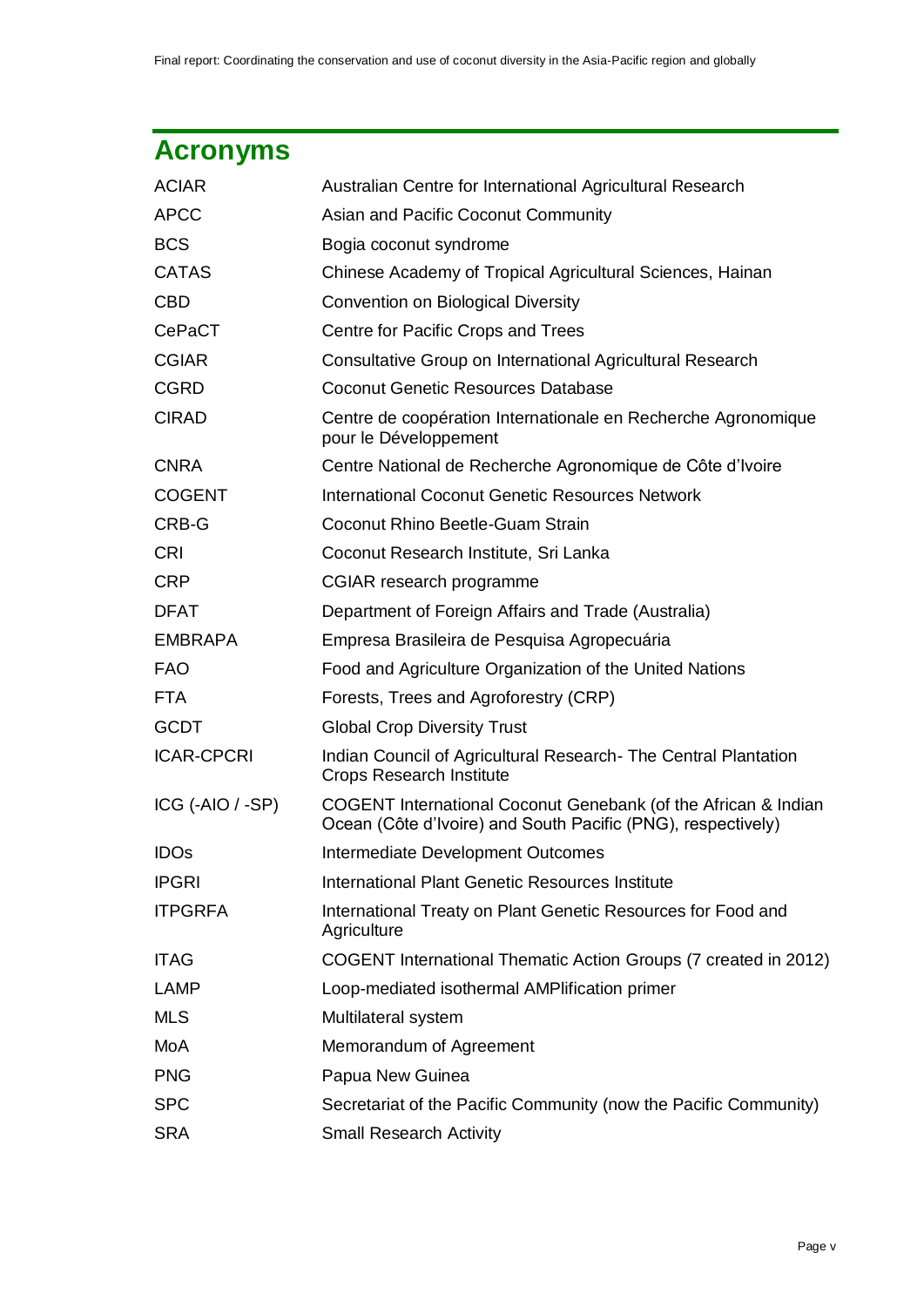# Acronyms

| | |
|---|---|
| ACIAR | Australian Centre for International Agricultural Research |
| APCC | Asian and Pacific Coconut Community |
| BCS | Bogia coconut syndrome |
| CATAS | Chinese Academy of Tropical Agricultural Sciences, Hainan |
| CBD | Convention on Biological Diversity |
| CePaCT | Centre for Pacific Crops and Trees |
| CGIAR | Consultative Group on International Agricultural Research |
| CGRD | Coconut Genetic Resources Database |
| CIRAD | Centre de coopération Internationale en Recherche Agronomique pour le Développement |
| CNRA | Centre National de Recherche Agronomique de Côte d'Ivoire |
| COGENT | International Coconut Genetic Resources Network |
| CRB-G | Coconut Rhino Beetle-Guam Strain |
| CRI | Coconut Research Institute, Sri Lanka |
| CRP | CGIAR research programme |
| DFAT | Department of Foreign Affairs and Trade (Australia) |
| EMBRAPA | Empresa Brasileira de Pesquisa Agropecuária |
| FAO | Food and Agriculture Organization of the United Nations |
| FTA | Forests, Trees and Agroforestry (CRP) |
| GCDT | Global Crop Diversity Trust |
| ICAR-CPCRI | Indian Council of Agricultural Research- The Central Plantation Crops Research Institute |
| ICG (-AIO / -SP) | COGENT International Coconut Genebank (of the African & Indian Ocean (Côte d'Ivoire) and South Pacific (PNG), respectively) |
| IDOs | Intermediate Development Outcomes |
| IPGRI | International Plant Genetic Resources Institute |
| ITPGRFA | International Treaty on Plant Genetic Resources for Food and Agriculture |
| ITAG | COGENT International Thematic Action Groups (7 created in 2012) |
| LAMP | Loop-mediated isothermal AMPlification primer |
| MLS | Multilateral system |
| MoA | Memorandum of Agreement |
| PNG | Papua New Guinea |
| SPC | Secretariat of the Pacific Community (now the Pacific Community) |
| SRA | Small Research Activity |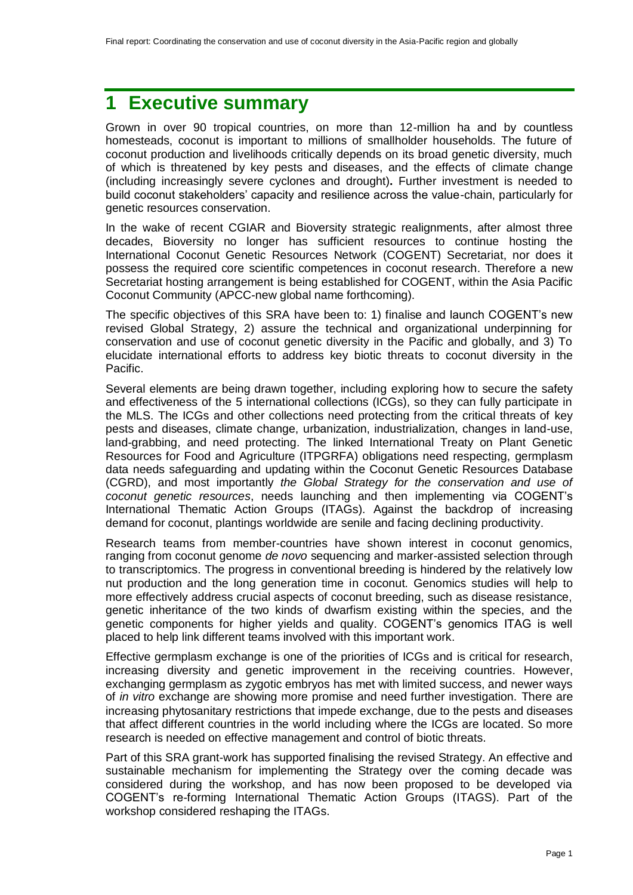# 1 Executive summary

Grown in over 90 tropical countries, on more than 12-million ha and by countless homesteads, coconut is important to millions of smallholder households. The future of coconut production and livelihoods critically depends on its broad genetic diversity, much of which is threatened by key pests and diseases, and the effects of climate change (including increasingly severe cyclones and drought)**.** Further investment is needed to build coconut stakeholders' capacity and resilience across the value-chain, particularly for genetic resources conservation.

In the wake of recent CGIAR and Bioversity strategic realignments, after almost three decades, Bioversity no longer has sufficient resources to continue hosting the International Coconut Genetic Resources Network (COGENT) Secretariat, nor does it possess the required core scientific competences in coconut research. Therefore a new Secretariat hosting arrangement is being established for COGENT, within the Asia Pacific Coconut Community (APCC-new global name forthcoming).

The specific objectives of this SRA have been to: 1) finalise and launch COGENT's new revised Global Strategy, 2) assure the technical and organizational underpinning for conservation and use of coconut genetic diversity in the Pacific and globally, and 3) To elucidate international efforts to address key biotic threats to coconut diversity in the Pacific.

Several elements are being drawn together, including exploring how to secure the safety and effectiveness of the 5 international collections (ICGs), so they can fully participate in the MLS. The ICGs and other collections need protecting from the critical threats of key pests and diseases, climate change, urbanization, industrialization, changes in land-use, land-grabbing, and need protecting. The linked International Treaty on Plant Genetic Resources for Food and Agriculture (ITPGRFA) obligations need respecting, germplasm data needs safeguarding and updating within the Coconut Genetic Resources Database (CGRD), and most importantly *the Global Strategy for the conservation and use of coconut genetic resources*, needs launching and then implementing via COGENT's International Thematic Action Groups (ITAGs). Against the backdrop of increasing demand for coconut, plantings worldwide are senile and facing declining productivity.

Research teams from member-countries have shown interest in coconut genomics, ranging from coconut genome *de novo* sequencing and marker-assisted selection through to transcriptomics. The progress in conventional breeding is hindered by the relatively low nut production and the long generation time in coconut. Genomics studies will help to more effectively address crucial aspects of coconut breeding, such as disease resistance, genetic inheritance of the two kinds of dwarfism existing within the species, and the genetic components for higher yields and quality. COGENT's genomics ITAG is well placed to help link different teams involved with this important work.

Effective germplasm exchange is one of the priorities of ICGs and is critical for research, increasing diversity and genetic improvement in the receiving countries. However, exchanging germplasm as zygotic embryos has met with limited success, and newer ways of *in vitro* exchange are showing more promise and need further investigation. There are increasing phytosanitary restrictions that impede exchange, due to the pests and diseases that affect different countries in the world including where the ICGs are located. So more research is needed on effective management and control of biotic threats.

Part of this SRA grant-work has supported finalising the revised Strategy. An effective and sustainable mechanism for implementing the Strategy over the coming decade was considered during the workshop, and has now been proposed to be developed via COGENT's re-forming International Thematic Action Groups (ITAGS). Part of the workshop considered reshaping the ITAGs.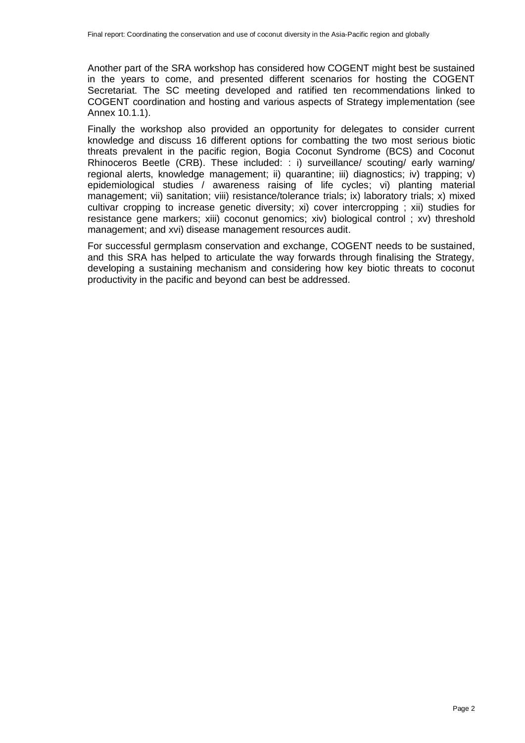Another part of the SRA workshop has considered how COGENT might best be sustained in the years to come, and presented different scenarios for hosting the COGENT Secretariat. The SC meeting developed and ratified ten recommendations linked to COGENT coordination and hosting and various aspects of Strategy implementation (see Annex 10.1.1).

Finally the workshop also provided an opportunity for delegates to consider current knowledge and discuss 16 different options for combatting the two most serious biotic threats prevalent in the pacific region, Bogia Coconut Syndrome (BCS) and Coconut Rhinoceros Beetle (CRB). These included: : i) surveillance/ scouting/ early warning/ regional alerts, knowledge management; ii) quarantine; iii) diagnostics; iv) trapping; v) epidemiological studies / awareness raising of life cycles; vi) planting material management; vii) sanitation; viii) resistance/tolerance trials; ix) laboratory trials; x) mixed cultivar cropping to increase genetic diversity; xi) cover intercropping ; xii) studies for resistance gene markers; xiii) coconut genomics; xiv) biological control ; xv) threshold management; and xvi) disease management resources audit.

For successful germplasm conservation and exchange, COGENT needs to be sustained, and this SRA has helped to articulate the way forwards through finalising the Strategy, developing a sustaining mechanism and considering how key biotic threats to coconut productivity in the pacific and beyond can best be addressed.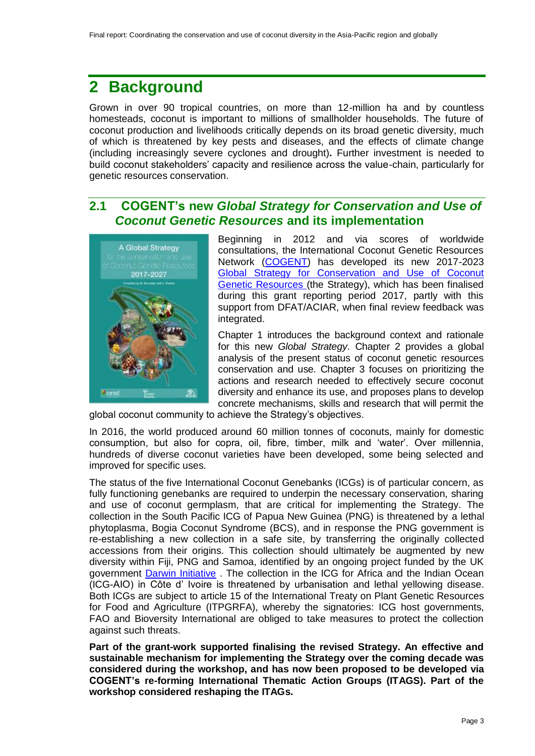# 2 Background

Grown in over 90 tropical countries, on more than 12-million ha and by countless homesteads, coconut is important to millions of smallholder households. The future of coconut production and livelihoods critically depends on its broad genetic diversity, much of which is threatened by key pests and diseases, and the effects of climate change (including increasingly severe cyclones and drought). Further investment is needed to build coconut stakeholders' capacity and resilience across the value-chain, particularly for genetic resources conservation.

## 2.1 COGENT's new *Global Strategy for Conservation and Use of Coconut Genetic Resources* and its implementation

Beginning in 2012 and via scores of worldwide consultations, the International Coconut Genetic Resources Network (COGENT) has developed its new 2017-2023 Global Strategy for Conservation and Use of Coconut Genetic Resources (the Strategy), which has been finalised during this grant reporting period 2017, partly with this support from DFAT/ACIAR, when final review feedback was integrated.

Chapter 1 introduces the background context and rationale for this new *Global Strategy*. Chapter 2 provides a global analysis of the present status of coconut genetic resources conservation and use. Chapter 3 focuses on prioritizing the actions and research needed to effectively secure coconut diversity and enhance its use, and proposes plans to develop concrete mechanisms, skills and research that will permit the global coconut community to achieve the Strategy's objectives.

In 2016, the world produced around 60 million tonnes of coconuts, mainly for domestic consumption, but also for copra, oil, fibre, timber, milk and 'water'. Over millennia, hundreds of diverse coconut varieties have been developed, some being selected and improved for specific uses.

The status of the five International Coconut Genebanks (ICGs) is of particular concern, as fully functioning genebanks are required to underpin the necessary conservation, sharing and use of coconut germplasm, that are critical for implementing the Strategy. The collection in the South Pacific ICG of Papua New Guinea (PNG) is threatened by a lethal phytoplasma, Bogia Coconut Syndrome (BCS), and in response the PNG government is re-establishing a new collection in a safe site, by transferring the originally collected accessions from their origins. This collection should ultimately be augmented by new diversity within Fiji, PNG and Samoa, identified by an ongoing project funded by the UK government Darwin Initiative . The collection in the ICG for Africa and the Indian Ocean (ICG-AIO) in Côte d' Ivoire is threatened by urbanisation and lethal yellowing disease. Both ICGs are subject to article 15 of the International Treaty on Plant Genetic Resources for Food and Agriculture (ITPGRFA), whereby the signatories: ICG host governments, FAO and Bioversity International are obliged to take measures to protect the collection against such threats.

**Part of the grant-work supported finalising the revised Strategy. An effective and sustainable mechanism for implementing the Strategy over the coming decade was considered during the workshop, and has now been proposed to be developed via COGENT's re-forming International Thematic Action Groups (ITAGS). Part of the workshop considered reshaping the ITAGs.**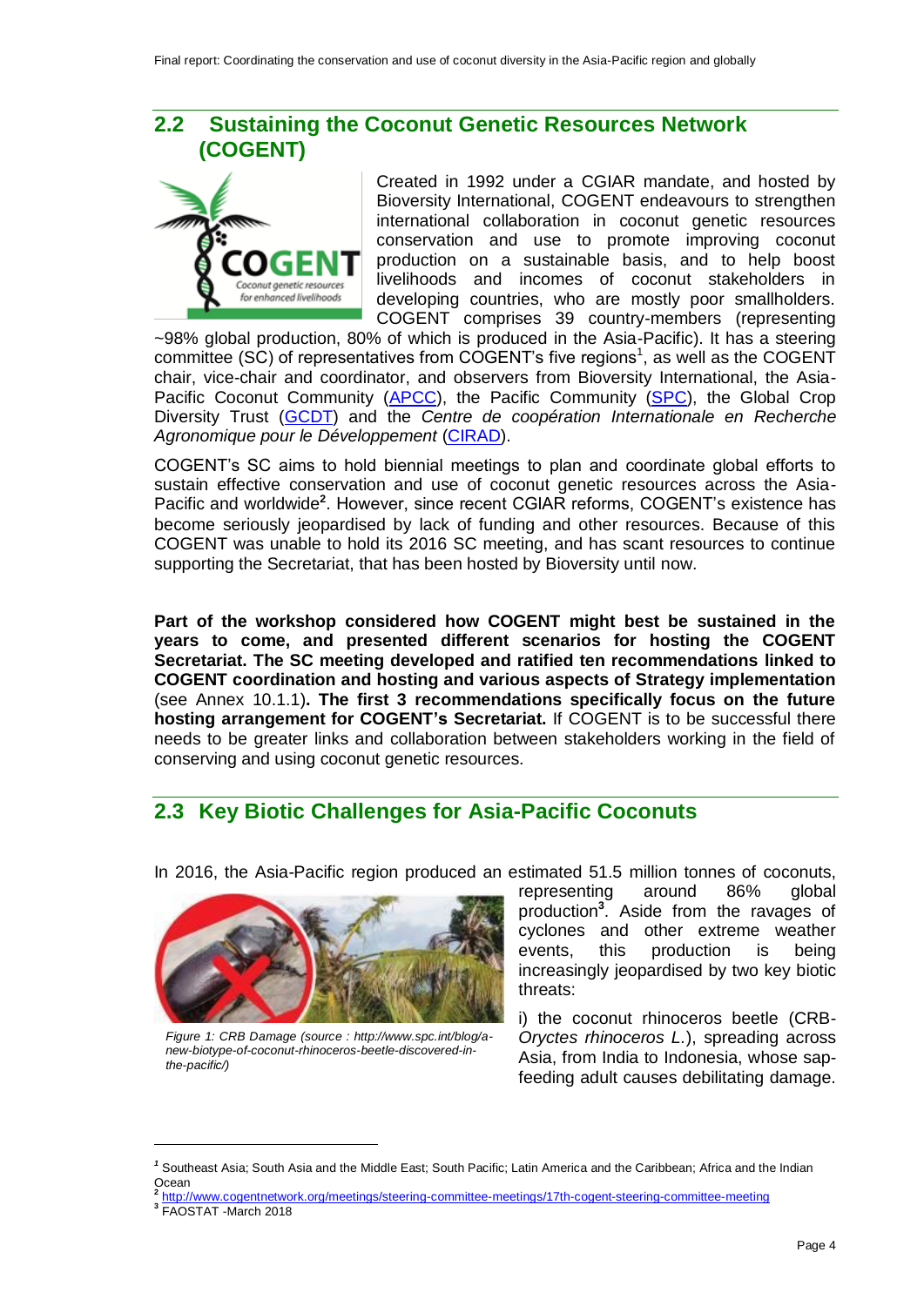## 2.2 Sustaining the Coconut Genetic Resources Network (COGENT)

Created in 1992 under a CGIAR mandate, and hosted by Bioversity International, COGENT endeavours to strengthen international collaboration in coconut genetic resources conservation and use to promote improving coconut production on a sustainable basis, and to help boost livelihoods and incomes of coconut stakeholders in developing countries, who are mostly poor smallholders. COGENT comprises 39 country-members (representing ~98% global production, 80% of which is produced in the Asia-Pacific). It has a steering committee (SC) of representatives from COGENT's five regions[1], as well as the COGENT chair, vice-chair and coordinator, and observers from Bioversity International, the Asia-Pacific Coconut Community (APCC), the Pacific Community (SPC), the Global Crop Diversity Trust (GCDT) and the *Centre de coopération Internationale en Recherche Agronomique pour le Développement* (CIRAD).

COGENT's SC aims to hold biennial meetings to plan and coordinate global efforts to sustain effective conservation and use of coconut genetic resources across the Asia-Pacific and worldwide[2]. However, since recent CGIAR reforms, COGENT's existence has become seriously jeopardised by lack of funding and other resources. Because of this COGENT was unable to hold its 2016 SC meeting, and has scant resources to continue supporting the Secretariat, that has been hosted by Bioversity until now.

**Part of the workshop considered how COGENT might best be sustained in the years to come, and presented different scenarios for hosting the COGENT Secretariat. The SC meeting developed and ratified ten recommendations linked to COGENT coordination and hosting and various aspects of Strategy implementation** (see Annex 10.1.1)**. The first 3 recommendations specifically focus on the future hosting arrangement for COGENT's Secretariat.** If COGENT is to be successful there needs to be greater links and collaboration between stakeholders working in the field of conserving and using coconut genetic resources.

## 2.3 Key Biotic Challenges for Asia-Pacific Coconuts

In 2016, the Asia-Pacific region produced an estimated 51.5 million tonnes of coconuts, representing around 86% global production[3]. Aside from the ravages of cyclones and other extreme weather events, this production is being increasingly jeopardised by two key biotic threats:

*Figure 1: CRB Damage (source : http://www.spc.int/blog/a-new-biotype-of-coconut-rhinoceros-beetle-discovered-in-the-pacific/)*

i) the coconut rhinoceros beetle (CRB- *Oryctes rhinoceros L.*), spreading across Asia, from India to Indonesia, whose sap-feeding adult causes debilitating damage.

---

[1] Southeast Asia; South Asia and the Middle East; South Pacific; Latin America and the Caribbean; Africa and the Indian Ocean

[2] http://www.cogentnetwork.org/meetings/steering-committee-meetings/17th-cogent-steering-committee-meeting

[3] FAOSTAT -March 2018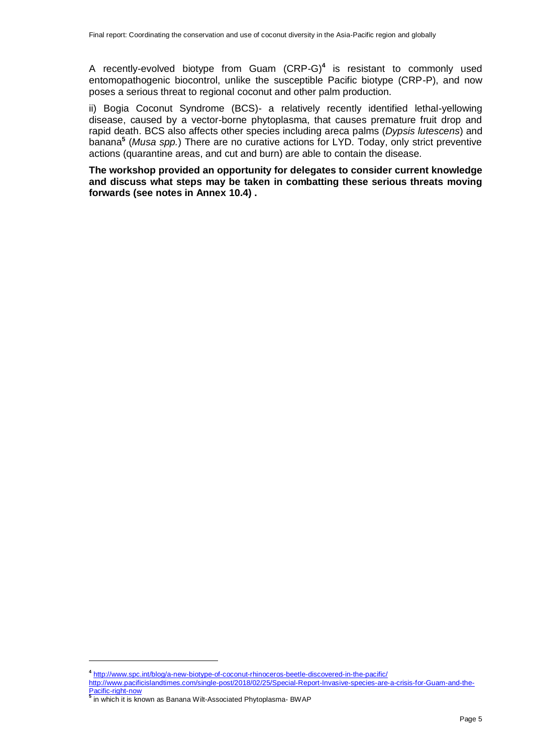A recently-evolved biotype from Guam (CRP-G)[4] is resistant to commonly used entomopathogenic biocontrol, unlike the susceptible Pacific biotype (CRP-P), and now poses a serious threat to regional coconut and other palm production.

ii) Bogia Coconut Syndrome (BCS)- a relatively recently identified lethal-yellowing disease, caused by a vector-borne phytoplasma, that causes premature fruit drop and rapid death. BCS also affects other species including areca palms (*Dypsis lutescens*) and banana[5] (*Musa spp.*) There are no curative actions for LYD. Today, only strict preventive actions (quarantine areas, and cut and burn) are able to contain the disease.

**The workshop provided an opportunity for delegates to consider current knowledge and discuss what steps may be taken in combatting these serious threats moving forwards (see notes in Annex 10.4) .**

---

[4] http://www.spc.int/blog/a-new-biotype-of-coconut-rhinoceros-beetle-discovered-in-the-pacific/
http://www.pacificislandtimes.com/single-post/2018/02/25/Special-Report-Invasive-species-are-a-crisis-for-Guam-and-the-Pacific-right-now

[5] in which it is known as Banana Wilt-Associated Phytoplasma- BWAP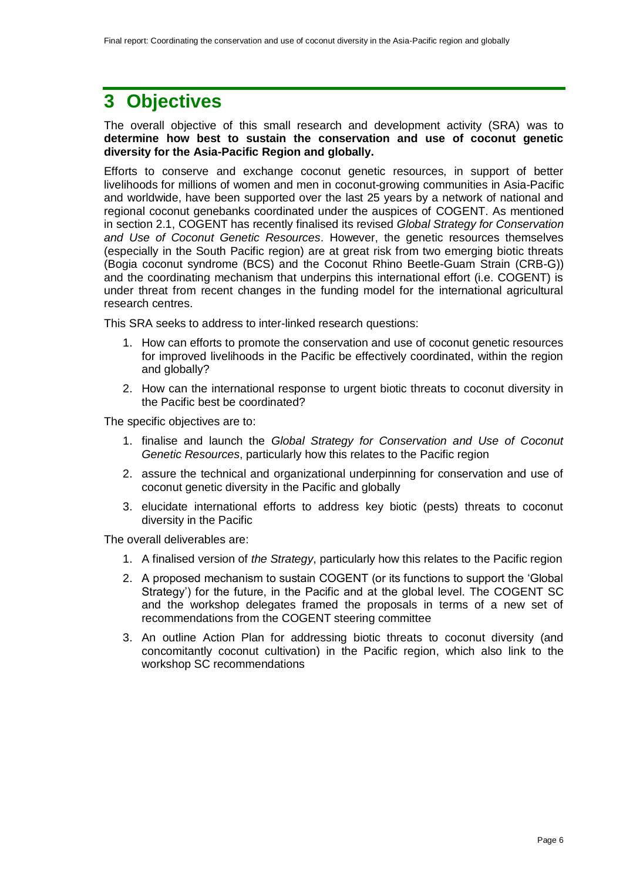# 3 Objectives

The overall objective of this small research and development activity (SRA) was to **determine how best to sustain the conservation and use of coconut genetic diversity for the Asia-Pacific Region and globally.**

Efforts to conserve and exchange coconut genetic resources, in support of better livelihoods for millions of women and men in coconut-growing communities in Asia-Pacific and worldwide, have been supported over the last 25 years by a network of national and regional coconut genebanks coordinated under the auspices of COGENT. As mentioned in section 2.1, COGENT has recently finalised its revised *Global Strategy for Conservation and Use of Coconut Genetic Resources*. However, the genetic resources themselves (especially in the South Pacific region) are at great risk from two emerging biotic threats (Bogia coconut syndrome (BCS) and the Coconut Rhino Beetle-Guam Strain (CRB-G)) and the coordinating mechanism that underpins this international effort (i.e. COGENT) is under threat from recent changes in the funding model for the international agricultural research centres.

This SRA seeks to address to inter-linked research questions:

1. How can efforts to promote the conservation and use of coconut genetic resources for improved livelihoods in the Pacific be effectively coordinated, within the region and globally?
2. How can the international response to urgent biotic threats to coconut diversity in the Pacific best be coordinated?

The specific objectives are to:

1. finalise and launch the *Global Strategy for Conservation and Use of Coconut Genetic Resources*, particularly how this relates to the Pacific region
2. assure the technical and organizational underpinning for conservation and use of coconut genetic diversity in the Pacific and globally
3. elucidate international efforts to address key biotic (pests) threats to coconut diversity in the Pacific

The overall deliverables are:

1. A finalised version of *the Strategy*, particularly how this relates to the Pacific region
2. A proposed mechanism to sustain COGENT (or its functions to support the 'Global Strategy') for the future, in the Pacific and at the global level. The COGENT SC and the workshop delegates framed the proposals in terms of a new set of recommendations from the COGENT steering committee
3. An outline Action Plan for addressing biotic threats to coconut diversity (and concomitantly coconut cultivation) in the Pacific region, which also link to the workshop SC recommendations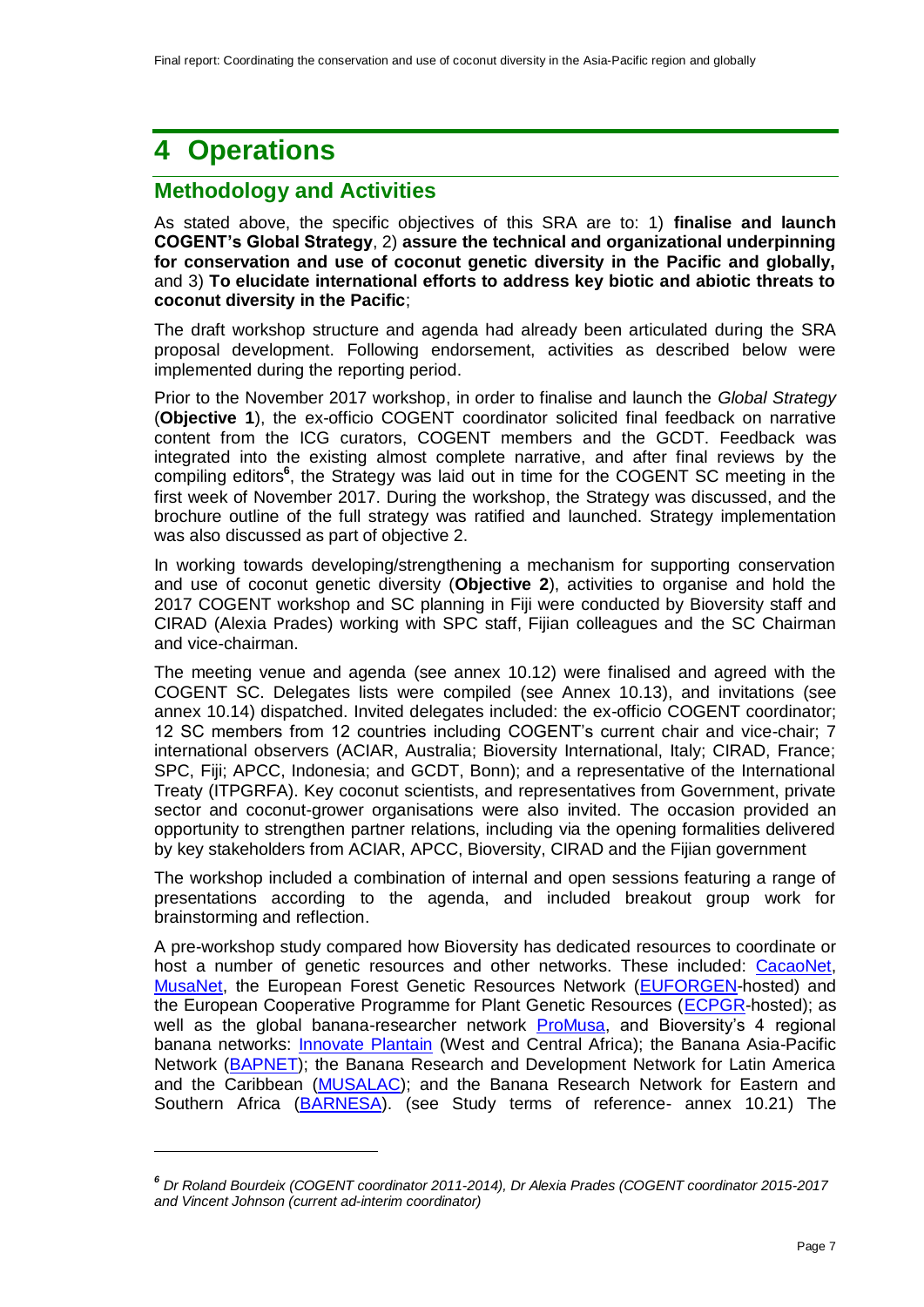# 4 Operations

## Methodology and Activities

As stated above, the specific objectives of this SRA are to: 1) **finalise and launch COGENT's Global Strategy**, 2) **assure the technical and organizational underpinning for conservation and use of coconut genetic diversity in the Pacific and globally,** and 3) **To elucidate international efforts to address key biotic and abiotic threats to coconut diversity in the Pacific**;

The draft workshop structure and agenda had already been articulated during the SRA proposal development. Following endorsement, activities as described below were implemented during the reporting period.

Prior to the November 2017 workshop, in order to finalise and launch the *Global Strategy* (**Objective 1**), the ex-officio COGENT coordinator solicited final feedback on narrative content from the ICG curators, COGENT members and the GCDT. Feedback was integrated into the existing almost complete narrative, and after final reviews by the compiling editors[6], the Strategy was laid out in time for the COGENT SC meeting in the first week of November 2017. During the workshop, the Strategy was discussed, and the brochure outline of the full strategy was ratified and launched. Strategy implementation was also discussed as part of objective 2.

In working towards developing/strengthening a mechanism for supporting conservation and use of coconut genetic diversity (**Objective 2**), activities to organise and hold the 2017 COGENT workshop and SC planning in Fiji were conducted by Bioversity staff and CIRAD (Alexia Prades) working with SPC staff, Fijian colleagues and the SC Chairman and vice-chairman.

The meeting venue and agenda (see annex 10.12) were finalised and agreed with the COGENT SC. Delegates lists were compiled (see Annex 10.13), and invitations (see annex 10.14) dispatched. Invited delegates included: the ex-officio COGENT coordinator; 12 SC members from 12 countries including COGENT's current chair and vice-chair; 7 international observers (ACIAR, Australia; Bioversity International, Italy; CIRAD, France; SPC, Fiji; APCC, Indonesia; and GCDT, Bonn); and a representative of the International Treaty (ITPGRFA). Key coconut scientists, and representatives from Government, private sector and coconut-grower organisations were also invited. The occasion provided an opportunity to strengthen partner relations, including via the opening formalities delivered by key stakeholders from ACIAR, APCC, Bioversity, CIRAD and the Fijian government

The workshop included a combination of internal and open sessions featuring a range of presentations according to the agenda, and included breakout group work for brainstorming and reflection.

A pre-workshop study compared how Bioversity has dedicated resources to coordinate or host a number of genetic resources and other networks. These included: CacaoNet, MusaNet, the European Forest Genetic Resources Network (EUFORGEN-hosted) and the European Cooperative Programme for Plant Genetic Resources (ECPGR-hosted); as well as the global banana-researcher network ProMusa, and Bioversity's 4 regional banana networks: Innovate Plantain (West and Central Africa); the Banana Asia-Pacific Network (BAPNET); the Banana Research and Development Network for Latin America and the Caribbean (MUSALAC); and the Banana Research Network for Eastern and Southern Africa (BARNESA). (see Study terms of reference- annex 10.21) The

---

[6] *Dr Roland Bourdeix (COGENT coordinator 2011-2014), Dr Alexia Prades (COGENT coordinator 2015-2017 and Vincent Johnson (current ad-interim coordinator)*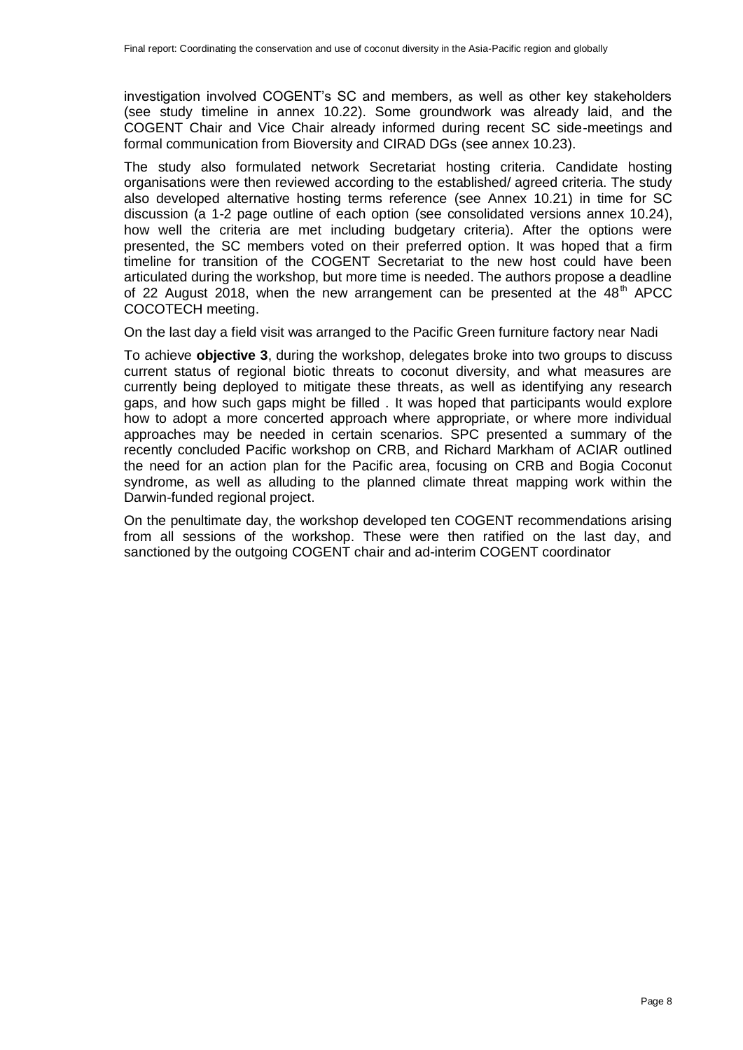investigation involved COGENT's SC and members, as well as other key stakeholders (see study timeline in annex 10.22). Some groundwork was already laid, and the COGENT Chair and Vice Chair already informed during recent SC side-meetings and formal communication from Bioversity and CIRAD DGs (see annex 10.23).

The study also formulated network Secretariat hosting criteria. Candidate hosting organisations were then reviewed according to the established/ agreed criteria. The study also developed alternative hosting terms reference (see Annex 10.21) in time for SC discussion (a 1-2 page outline of each option (see consolidated versions annex 10.24), how well the criteria are met including budgetary criteria). After the options were presented, the SC members voted on their preferred option. It was hoped that a firm timeline for transition of the COGENT Secretariat to the new host could have been articulated during the workshop, but more time is needed. The authors propose a deadline of 22 August 2018, when the new arrangement can be presented at the 48th APCC COCOTECH meeting.

On the last day a field visit was arranged to the Pacific Green furniture factory near Nadi

To achieve **objective 3**, during the workshop, delegates broke into two groups to discuss current status of regional biotic threats to coconut diversity, and what measures are currently being deployed to mitigate these threats, as well as identifying any research gaps, and how such gaps might be filled . It was hoped that participants would explore how to adopt a more concerted approach where appropriate, or where more individual approaches may be needed in certain scenarios. SPC presented a summary of the recently concluded Pacific workshop on CRB, and Richard Markham of ACIAR outlined the need for an action plan for the Pacific area, focusing on CRB and Bogia Coconut syndrome, as well as alluding to the planned climate threat mapping work within the Darwin-funded regional project.

On the penultimate day, the workshop developed ten COGENT recommendations arising from all sessions of the workshop. These were then ratified on the last day, and sanctioned by the outgoing COGENT chair and ad-interim COGENT coordinator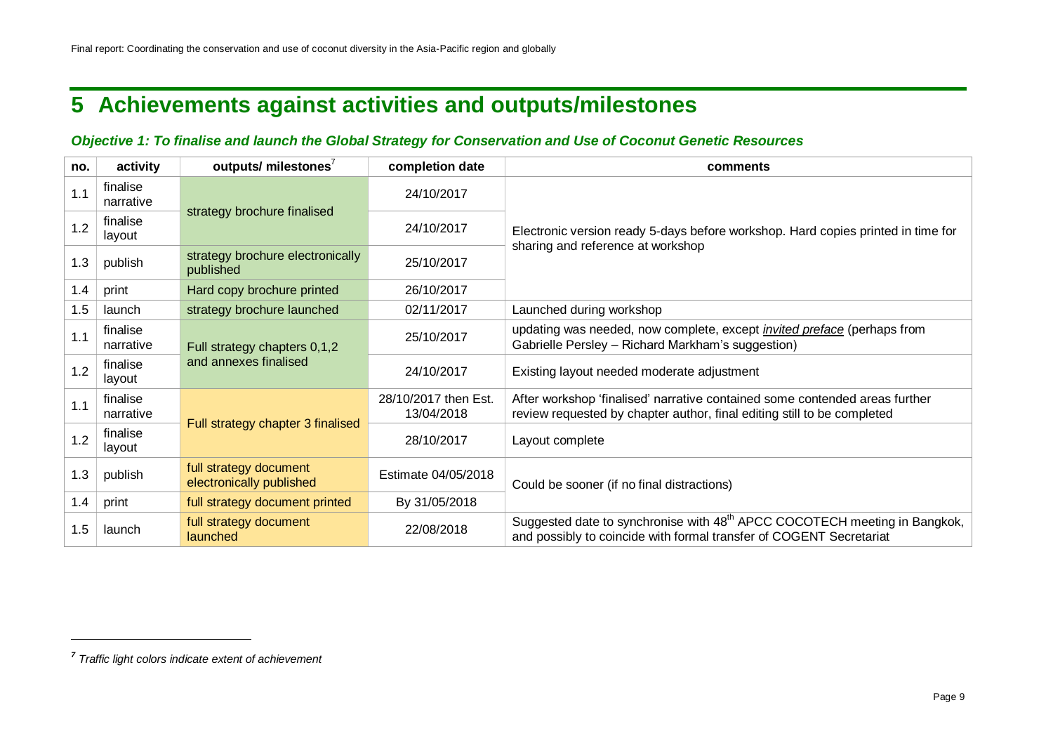# 5 Achievements against activities and outputs/milestones

### *Objective 1: To finalise and launch the Global Strategy for Conservation and Use of Coconut Genetic Resources*

| no. | activity | outputs/ milestones[7] | completion date | comments |
|---|---|---|---|---|
| 1.1 | finalise narrative | strategy brochure finalised | 24/10/2017 | Electronic version ready 5-days before workshop. Hard copies printed in time for sharing and reference at workshop |
| 1.2 | finalise layout | | 24/10/2017 | |
| 1.3 | publish | strategy brochure electronically published | 25/10/2017 | |
| 1.4 | print | Hard copy brochure printed | 26/10/2017 | |
| 1.5 | launch | strategy brochure launched | 02/11/2017 | Launched during workshop |
| 1.1 | finalise narrative | Full strategy chapters 0,1,2 and annexes finalised | 25/10/2017 | updating was needed, now complete, except *invited preface* (perhaps from Gabrielle Persley – Richard Markham's suggestion) |
| 1.2 | finalise layout | | 24/10/2017 | Existing layout needed moderate adjustment |
| 1.1 | finalise narrative | Full strategy chapter 3 finalised | 28/10/2017 then Est. 13/04/2018 | After workshop 'finalised' narrative contained some contended areas further review requested by chapter author, final editing still to be completed |
| 1.2 | finalise layout | | 28/10/2017 | Layout complete |
| 1.3 | publish | full strategy document electronically published | Estimate 04/05/2018 | Could be sooner (if no final distractions) |
| 1.4 | print | full strategy document printed | By 31/05/2018 | |
| 1.5 | launch | full strategy document launched | 22/08/2018 | Suggested date to synchronise with 48th APCC COCOTECH meeting in Bangkok, and possibly to coincide with formal transfer of COGENT Secretariat |

[7] *Traffic light colors indicate extent of achievement*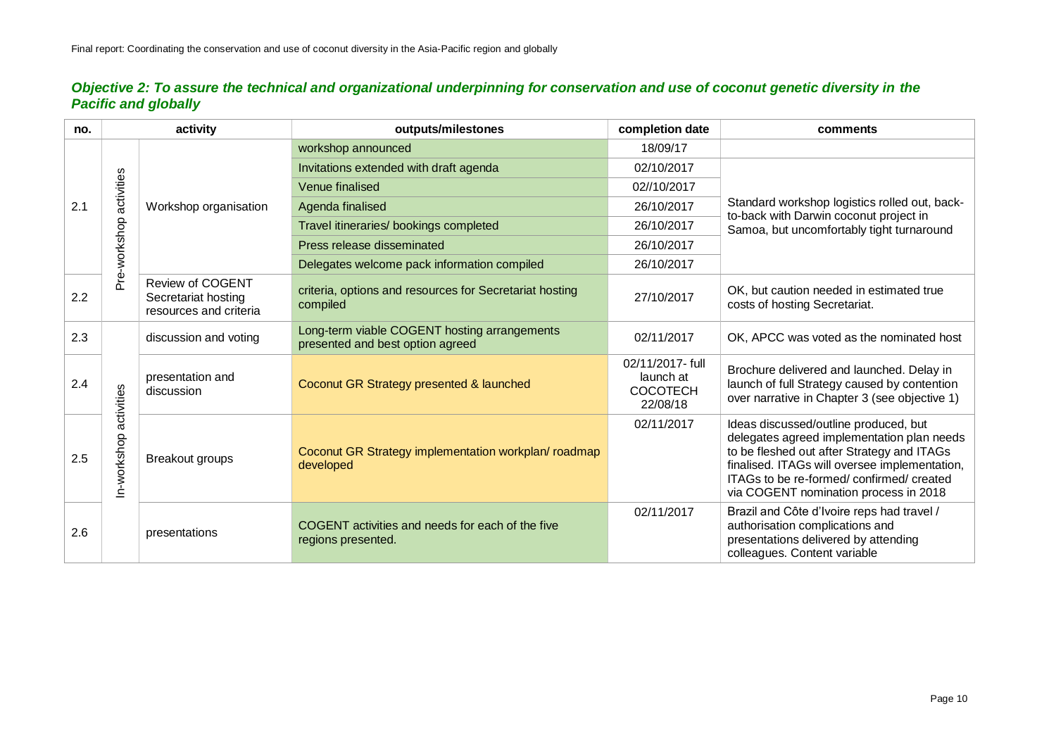### *Objective 2: To assure the technical and organizational underpinning for conservation and use of coconut genetic diversity in the Pacific and globally*

| no. | activity | | outputs/milestones | completion date | comments |
|---|---|---|---|---|---|
| 2.1 | Pre-workshop activities | Workshop organisation | workshop announced | 18/09/17 | |
| | | | Invitations extended with draft agenda | 02/10/2017 | Standard workshop logistics rolled out, back-to-back with Darwin coconut project in Samoa, but uncomfortably tight turnaround |
| | | | Venue finalised | 02//10/2017 | |
| | | | Agenda finalised | 26/10/2017 | |
| | | | Travel itineraries/ bookings completed | 26/10/2017 | |
| | | | Press release disseminated | 26/10/2017 | |
| | | | Delegates welcome pack information compiled | 26/10/2017 | |
| 2.2 | | Review of COGENT Secretariat hosting resources and criteria | criteria, options and resources for Secretariat hosting compiled | 27/10/2017 | OK, but caution needed in estimated true costs of hosting Secretariat. |
| 2.3 | In-workshop activities | discussion and voting | Long-term viable COGENT hosting arrangements presented and best option agreed | 02/11/2017 | OK, APCC was voted as the nominated host |
| 2.4 | | presentation and discussion | Coconut GR Strategy presented & launched | 02/11/2017- full launch at COCOTECH 22/08/18 | Brochure delivered and launched. Delay in launch of full Strategy caused by contention over narrative in Chapter 3 (see objective 1) |
| 2.5 | | Breakout groups | Coconut GR Strategy implementation workplan/ roadmap developed | 02/11/2017 | Ideas discussed/outline produced, but delegates agreed implementation plan needs to be fleshed out after Strategy and ITAGs finalised. ITAGs will oversee implementation, ITAGs to be re-formed/ confirmed/ created via COGENT nomination process in 2018 |
| 2.6 | | presentations | COGENT activities and needs for each of the five regions presented. | 02/11/2017 | Brazil and Côte d'Ivoire reps had travel / authorisation complications and presentations delivered by attending colleagues. Content variable |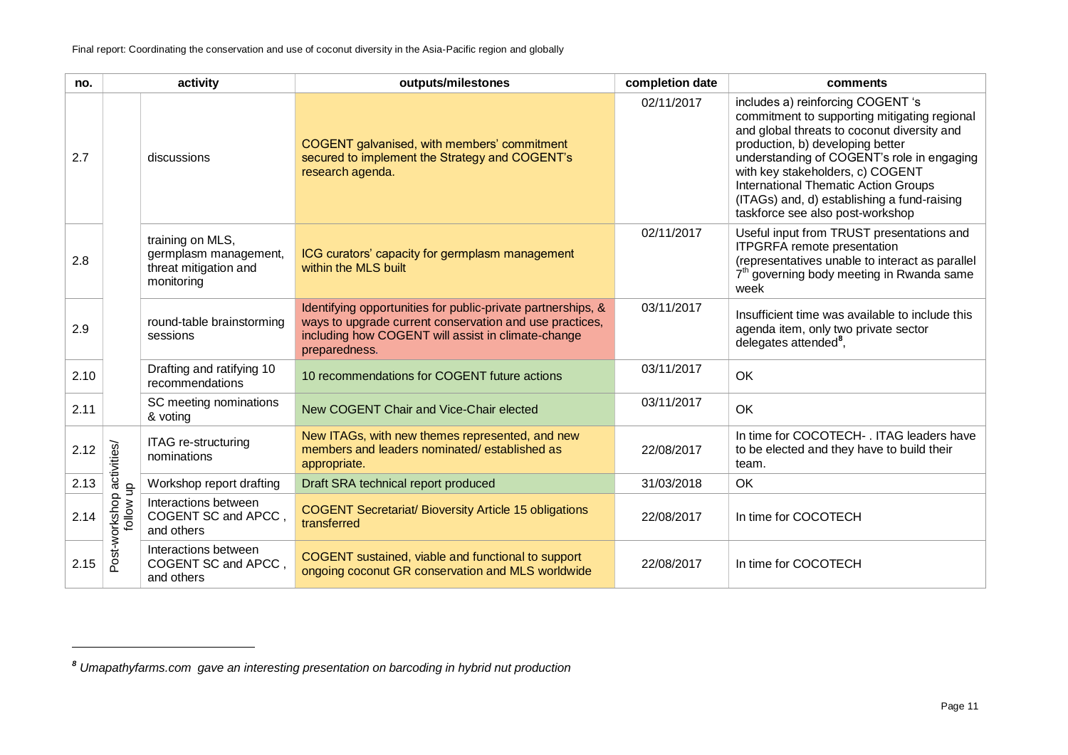| no. | activity | | outputs/milestones | completion date | comments |
|---|---|---|---|---|---|
| 2.7 | | discussions | COGENT galvanised, with members' commitment secured to implement the Strategy and COGENT's research agenda. | 02/11/2017 | includes a) reinforcing COGENT 's commitment to supporting mitigating regional and global threats to coconut diversity and production, b) developing better understanding of COGENT's role in engaging with key stakeholders, c) COGENT International Thematic Action Groups (ITAGs) and, d) establishing a fund-raising taskforce see also post-workshop |
| 2.8 | | training on MLS, germplasm management, threat mitigation and monitoring | ICG curators' capacity for germplasm management within the MLS built | 02/11/2017 | Useful input from TRUST presentations and ITPGRFA remote presentation (representatives unable to interact as parallel 7th governing body meeting in Rwanda same week |
| 2.9 | | round-table brainstorming sessions | Identifying opportunities for public-private partnerships, & ways to upgrade current conservation and use practices, including how COGENT will assist in climate-change preparedness. | 03/11/2017 | Insufficient time was available to include this agenda item, only two private sector delegates attended[8], |
| 2.10 | | Drafting and ratifying 10 recommendations | 10 recommendations for COGENT future actions | 03/11/2017 | OK |
| 2.11 | | SC meeting nominations & voting | New COGENT Chair and Vice-Chair elected | 03/11/2017 | OK |
| 2.12 | Post-workshop activities/ follow up | ITAG re-structuring nominations | New ITAGs, with new themes represented, and new members and leaders nominated/ established as appropriate. | 22/08/2017 | In time for COCOTECH- . ITAG leaders have to be elected and they have to build their team. |
| 2.13 | | Workshop report drafting | Draft SRA technical report produced | 31/03/2018 | OK |
| 2.14 | | Interactions between COGENT SC and APCC , and others | COGENT Secretariat/ Bioversity Article 15 obligations transferred | 22/08/2017 | In time for COCOTECH |
| 2.15 | | Interactions between COGENT SC and APCC , and others | COGENT sustained, viable and functional to support ongoing coconut GR conservation and MLS worldwide | 22/08/2017 | In time for COCOTECH |

[8] *Umapathyfarms.com gave an interesting presentation on barcoding in hybrid nut production*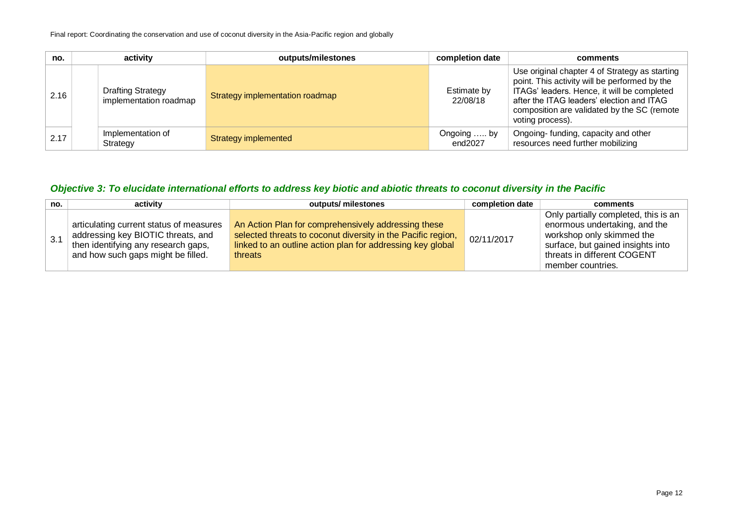| no. | | activity | outputs/milestones | completion date | comments |
|---|---|---|---|---|---|
| 2.16 | | Drafting Strategy implementation roadmap | Strategy implementation roadmap | Estimate by 22/08/18 | Use original chapter 4 of Strategy as starting point. This activity will be performed by the ITAGs' leaders. Hence, it will be completed after the ITAG leaders' election and ITAG composition are validated by the SC (remote voting process). |
| 2.17 | | Implementation of Strategy | Strategy implemented | Ongoing ….. by end2027 | Ongoing- funding, capacity and other resources need further mobilizing |

### *Objective 3: To elucidate international efforts to address key biotic and abiotic threats to coconut diversity in the Pacific*

| no. | activity | outputs/ milestones | completion date | comments |
|---|---|---|---|---|
| 3.1 | articulating current status of measures addressing key BIOTIC threats, and then identifying any research gaps, and how such gaps might be filled. | An Action Plan for comprehensively addressing these selected threats to coconut diversity in the Pacific region, linked to an outline action plan for addressing key global threats | 02/11/2017 | Only partially completed, this is an enormous undertaking, and the workshop only skimmed the surface, but gained insights into threats in different COGENT member countries. |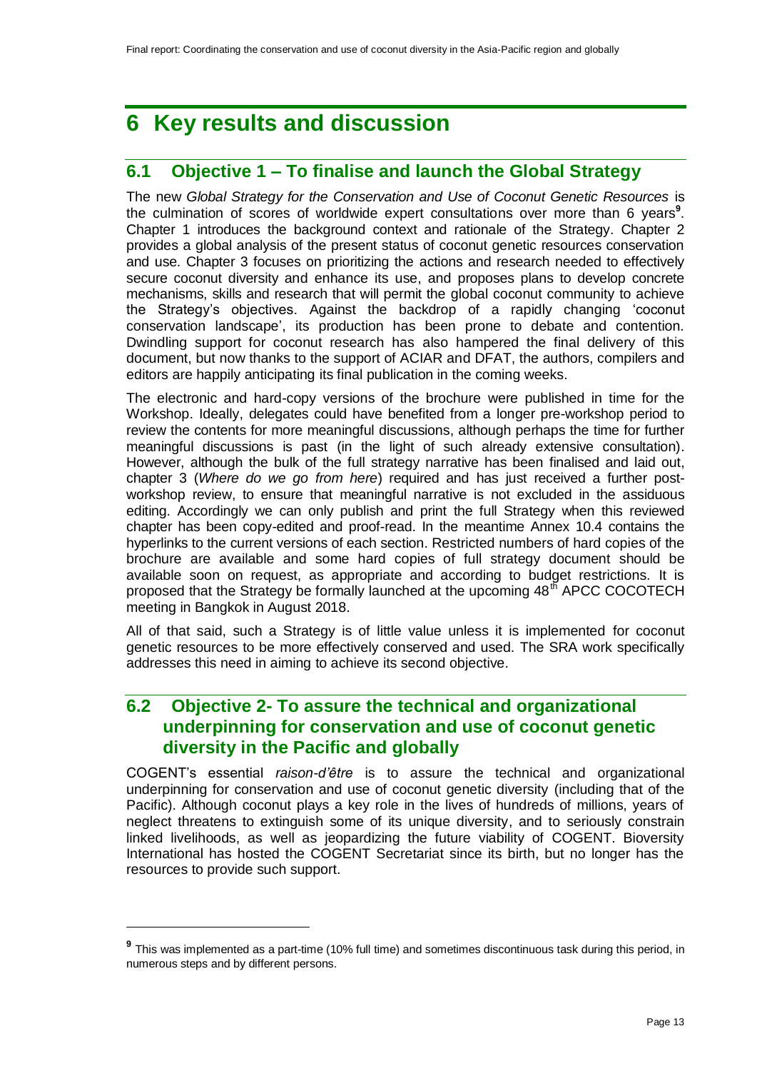# 6 Key results and discussion

## 6.1 Objective 1 – To finalise and launch the Global Strategy

The new *Global Strategy for the Conservation and Use of Coconut Genetic Resources* is the culmination of scores of worldwide expert consultations over more than 6 years[9]. Chapter 1 introduces the background context and rationale of the Strategy. Chapter 2 provides a global analysis of the present status of coconut genetic resources conservation and use. Chapter 3 focuses on prioritizing the actions and research needed to effectively secure coconut diversity and enhance its use, and proposes plans to develop concrete mechanisms, skills and research that will permit the global coconut community to achieve the Strategy's objectives. Against the backdrop of a rapidly changing 'coconut conservation landscape', its production has been prone to debate and contention. Dwindling support for coconut research has also hampered the final delivery of this document, but now thanks to the support of ACIAR and DFAT, the authors, compilers and editors are happily anticipating its final publication in the coming weeks.

The electronic and hard-copy versions of the brochure were published in time for the Workshop. Ideally, delegates could have benefited from a longer pre-workshop period to review the contents for more meaningful discussions, although perhaps the time for further meaningful discussions is past (in the light of such already extensive consultation). However, although the bulk of the full strategy narrative has been finalised and laid out, chapter 3 (*Where do we go from here*) required and has just received a further post-workshop review, to ensure that meaningful narrative is not excluded in the assiduous editing. Accordingly we can only publish and print the full Strategy when this reviewed chapter has been copy-edited and proof-read. In the meantime Annex 10.4 contains the hyperlinks to the current versions of each section. Restricted numbers of hard copies of the brochure are available and some hard copies of full strategy document should be available soon on request, as appropriate and according to budget restrictions. It is proposed that the Strategy be formally launched at the upcoming 48th APCC COCOTECH meeting in Bangkok in August 2018.

All of that said, such a Strategy is of little value unless it is implemented for coconut genetic resources to be more effectively conserved and used. The SRA work specifically addresses this need in aiming to achieve its second objective.

## 6.2 Objective 2- To assure the technical and organizational underpinning for conservation and use of coconut genetic diversity in the Pacific and globally

COGENT's essential *raison-d'être* is to assure the technical and organizational underpinning for conservation and use of coconut genetic diversity (including that of the Pacific). Although coconut plays a key role in the lives of hundreds of millions, years of neglect threatens to extinguish some of its unique diversity, and to seriously constrain linked livelihoods, as well as jeopardizing the future viability of COGENT. Bioversity International has hosted the COGENT Secretariat since its birth, but no longer has the resources to provide such support.

---

[9] This was implemented as a part-time (10% full time) and sometimes discontinuous task during this period, in numerous steps and by different persons.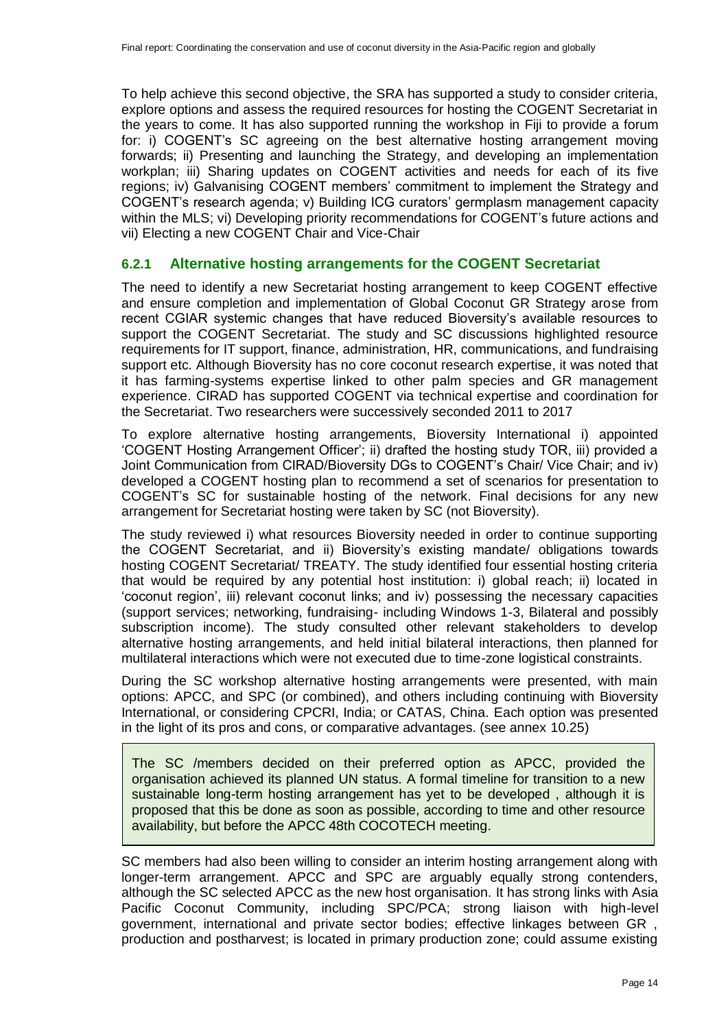To help achieve this second objective, the SRA has supported a study to consider criteria, explore options and assess the required resources for hosting the COGENT Secretariat in the years to come. It has also supported running the workshop in Fiji to provide a forum for: i) COGENT's SC agreeing on the best alternative hosting arrangement moving forwards; ii) Presenting and launching the Strategy, and developing an implementation workplan; iii) Sharing updates on COGENT activities and needs for each of its five regions; iv) Galvanising COGENT members' commitment to implement the Strategy and COGENT's research agenda; v) Building ICG curators' germplasm management capacity within the MLS; vi) Developing priority recommendations for COGENT's future actions and vii) Electing a new COGENT Chair and Vice-Chair

### 6.2.1 Alternative hosting arrangements for the COGENT Secretariat

The need to identify a new Secretariat hosting arrangement to keep COGENT effective and ensure completion and implementation of Global Coconut GR Strategy arose from recent CGIAR systemic changes that have reduced Bioversity's available resources to support the COGENT Secretariat. The study and SC discussions highlighted resource requirements for IT support, finance, administration, HR, communications, and fundraising support etc. Although Bioversity has no core coconut research expertise, it was noted that it has farming-systems expertise linked to other palm species and GR management experience. CIRAD has supported COGENT via technical expertise and coordination for the Secretariat. Two researchers were successively seconded 2011 to 2017

To explore alternative hosting arrangements, Bioversity International i) appointed 'COGENT Hosting Arrangement Officer'; ii) drafted the hosting study TOR, iii) provided a Joint Communication from CIRAD/Bioversity DGs to COGENT's Chair/ Vice Chair; and iv) developed a COGENT hosting plan to recommend a set of scenarios for presentation to COGENT's SC for sustainable hosting of the network. Final decisions for any new arrangement for Secretariat hosting were taken by SC (not Bioversity).

The study reviewed i) what resources Bioversity needed in order to continue supporting the COGENT Secretariat, and ii) Bioversity's existing mandate/ obligations towards hosting COGENT Secretariat/ TREATY. The study identified four essential hosting criteria that would be required by any potential host institution: i) global reach; ii) located in 'coconut region', iii) relevant coconut links; and iv) possessing the necessary capacities (support services; networking, fundraising- including Windows 1-3, Bilateral and possibly subscription income). The study consulted other relevant stakeholders to develop alternative hosting arrangements, and held initial bilateral interactions, then planned for multilateral interactions which were not executed due to time-zone logistical constraints.

During the SC workshop alternative hosting arrangements were presented, with main options: APCC, and SPC (or combined), and others including continuing with Bioversity International, or considering CPCRI, India; or CATAS, China. Each option was presented in the light of its pros and cons, or comparative advantages. (see annex 10.25)

> The SC /members decided on their preferred option as APCC, provided the organisation achieved its planned UN status. A formal timeline for transition to a new sustainable long-term hosting arrangement has yet to be developed , although it is proposed that this be done as soon as possible, according to time and other resource availability, but before the APCC 48th COCOTECH meeting.

SC members had also been willing to consider an interim hosting arrangement along with longer-term arrangement. APCC and SPC are arguably equally strong contenders, although the SC selected APCC as the new host organisation. It has strong links with Asia Pacific Coconut Community, including SPC/PCA; strong liaison with high-level government, international and private sector bodies; effective linkages between GR , production and postharvest; is located in primary production zone; could assume existing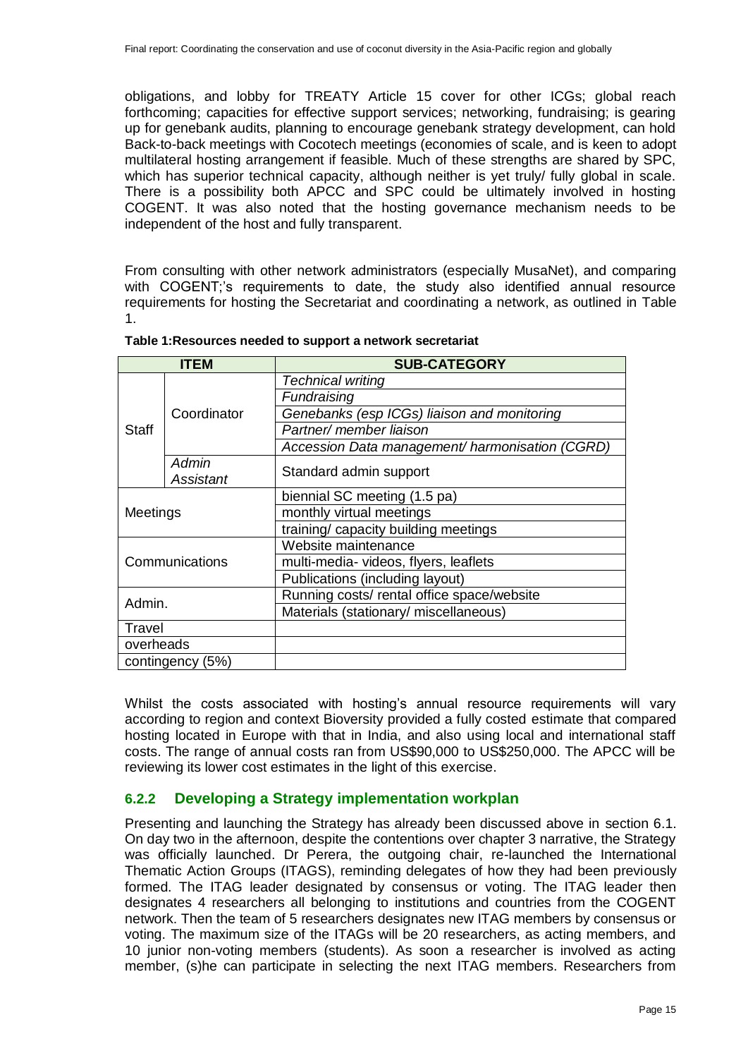obligations, and lobby for TREATY Article 15 cover for other ICGs; global reach forthcoming; capacities for effective support services; networking, fundraising; is gearing up for genebank audits, planning to encourage genebank strategy development, can hold Back-to-back meetings with Cocotech meetings (economies of scale, and is keen to adopt multilateral hosting arrangement if feasible. Much of these strengths are shared by SPC, which has superior technical capacity, although neither is yet truly/ fully global in scale. There is a possibility both APCC and SPC could be ultimately involved in hosting COGENT. It was also noted that the hosting governance mechanism needs to be independent of the host and fully transparent.

From consulting with other network administrators (especially MusaNet), and comparing with COGENT;'s requirements to date, the study also identified annual resource requirements for hosting the Secretariat and coordinating a network, as outlined in Table 1.

**Table 1:Resources needed to support a network secretariat**

| ITEM | | SUB-CATEGORY |
|---|---|---|
| Staff | Coordinator | *Technical writing* |
| | | *Fundraising* |
| | | *Genebanks (esp ICGs) liaison and monitoring* |
| | | *Partner/ member liaison* |
| | | *Accession Data management/ harmonisation (CGRD)* |
| | *Admin Assistant* | Standard admin support |
| Meetings | | biennial SC meeting (1.5 pa) |
| | | monthly virtual meetings |
| | | training/ capacity building meetings |
| Communications | | Website maintenance |
| | | multi-media- videos, flyers, leaflets |
| | | Publications (including layout) |
| Admin. | | Running costs/ rental office space/website |
| | | Materials (stationary/ miscellaneous) |
| Travel | | |
| overheads | | |
| contingency (5%) | | |

Whilst the costs associated with hosting's annual resource requirements will vary according to region and context Bioversity provided a fully costed estimate that compared hosting located in Europe with that in India, and also using local and international staff costs. The range of annual costs ran from US$90,000 to US$250,000. The APCC will be reviewing its lower cost estimates in the light of this exercise.

### 6.2.2 Developing a Strategy implementation workplan

Presenting and launching the Strategy has already been discussed above in section 6.1. On day two in the afternoon, despite the contentions over chapter 3 narrative, the Strategy was officially launched. Dr Perera, the outgoing chair, re-launched the International Thematic Action Groups (ITAGS), reminding delegates of how they had been previously formed. The ITAG leader designated by consensus or voting. The ITAG leader then designates 4 researchers all belonging to institutions and countries from the COGENT network. Then the team of 5 researchers designates new ITAG members by consensus or voting. The maximum size of the ITAGs will be 20 researchers, as acting members, and 10 junior non-voting members (students). As soon a researcher is involved as acting member, (s)he can participate in selecting the next ITAG members. Researchers from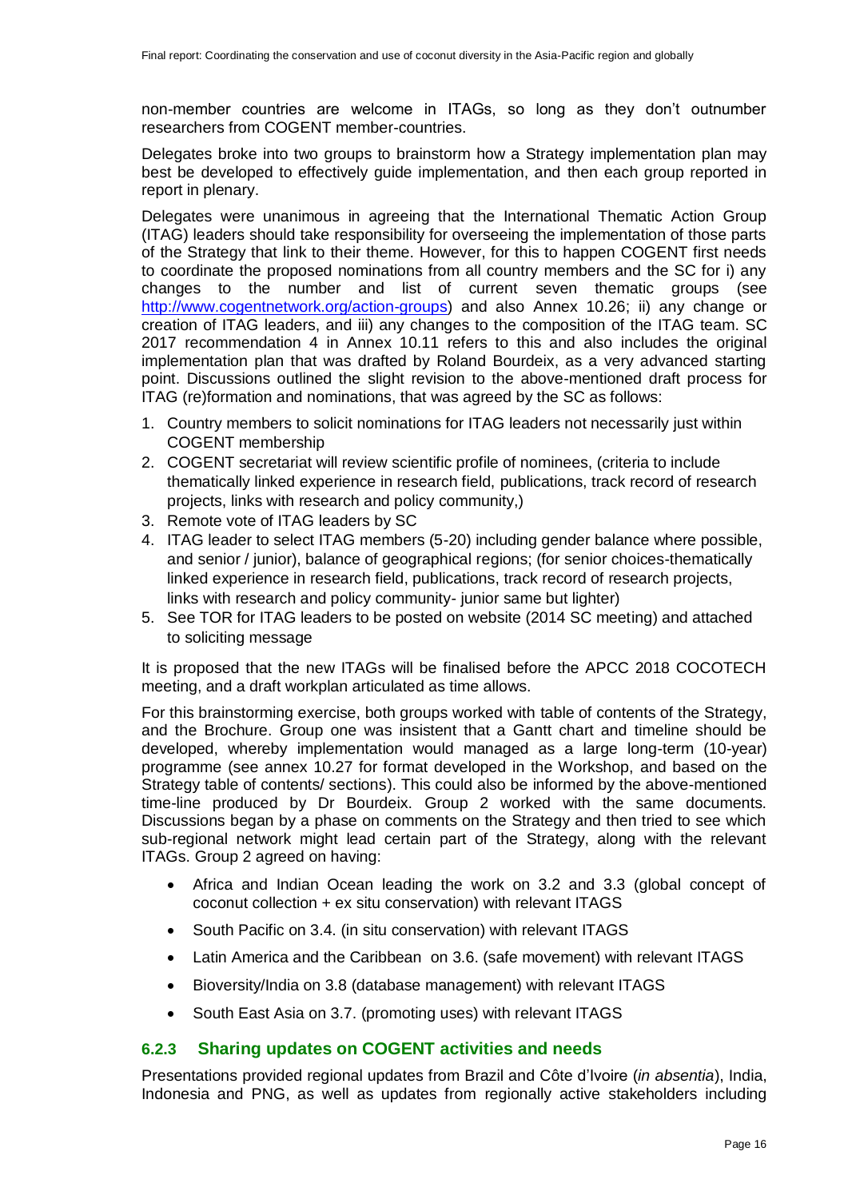non-member countries are welcome in ITAGs, so long as they don't outnumber researchers from COGENT member-countries.

Delegates broke into two groups to brainstorm how a Strategy implementation plan may best be developed to effectively guide implementation, and then each group reported in report in plenary.

Delegates were unanimous in agreeing that the International Thematic Action Group (ITAG) leaders should take responsibility for overseeing the implementation of those parts of the Strategy that link to their theme. However, for this to happen COGENT first needs to coordinate the proposed nominations from all country members and the SC for i) any changes to the number and list of current seven thematic groups (see http://www.cogentnetwork.org/action-groups) and also Annex 10.26; ii) any change or creation of ITAG leaders, and iii) any changes to the composition of the ITAG team. SC 2017 recommendation 4 in Annex 10.11 refers to this and also includes the original implementation plan that was drafted by Roland Bourdeix, as a very advanced starting point. Discussions outlined the slight revision to the above-mentioned draft process for ITAG (re)formation and nominations, that was agreed by the SC as follows:

1. Country members to solicit nominations for ITAG leaders not necessarily just within COGENT membership
2. COGENT secretariat will review scientific profile of nominees, (criteria to include thematically linked experience in research field, publications, track record of research projects, links with research and policy community,)
3. Remote vote of ITAG leaders by SC
4. ITAG leader to select ITAG members (5-20) including gender balance where possible, and senior / junior), balance of geographical regions; (for senior choices-thematically linked experience in research field, publications, track record of research projects, links with research and policy community- junior same but lighter)
5. See TOR for ITAG leaders to be posted on website (2014 SC meeting) and attached to soliciting message

It is proposed that the new ITAGs will be finalised before the APCC 2018 COCOTECH meeting, and a draft workplan articulated as time allows.

For this brainstorming exercise, both groups worked with table of contents of the Strategy, and the Brochure. Group one was insistent that a Gantt chart and timeline should be developed, whereby implementation would managed as a large long-term (10-year) programme (see annex 10.27 for format developed in the Workshop, and based on the Strategy table of contents/ sections). This could also be informed by the above-mentioned time-line produced by Dr Bourdeix. Group 2 worked with the same documents. Discussions began by a phase on comments on the Strategy and then tried to see which sub-regional network might lead certain part of the Strategy, along with the relevant ITAGs. Group 2 agreed on having:

- Africa and Indian Ocean leading the work on 3.2 and 3.3 (global concept of coconut collection + ex situ conservation) with relevant ITAGS
- South Pacific on 3.4. (in situ conservation) with relevant ITAGS
- Latin America and the Caribbean on 3.6. (safe movement) with relevant ITAGS
- Bioversity/India on 3.8 (database management) with relevant ITAGS
- South East Asia on 3.7. (promoting uses) with relevant ITAGS

### 6.2.3 Sharing updates on COGENT activities and needs

Presentations provided regional updates from Brazil and Côte d'Ivoire (*in absentia*), India, Indonesia and PNG, as well as updates from regionally active stakeholders including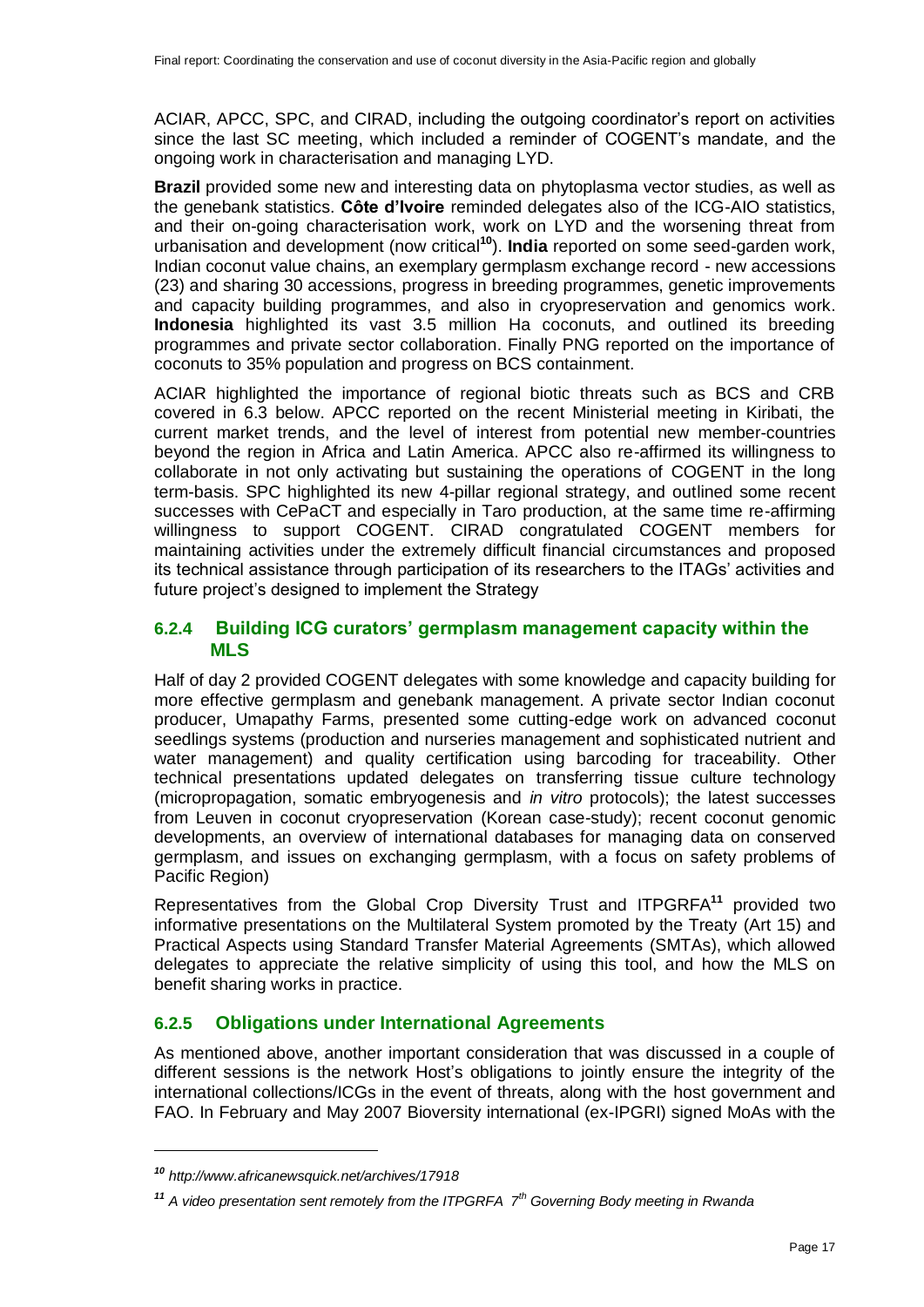ACIAR, APCC, SPC, and CIRAD, including the outgoing coordinator's report on activities since the last SC meeting, which included a reminder of COGENT's mandate, and the ongoing work in characterisation and managing LYD.

**Brazil** provided some new and interesting data on phytoplasma vector studies, as well as the genebank statistics. **Côte d'Ivoire** reminded delegates also of the ICG-AIO statistics, and their on-going characterisation work, work on LYD and the worsening threat from urbanisation and development (now critical[10]). **India** reported on some seed-garden work, Indian coconut value chains, an exemplary germplasm exchange record - new accessions (23) and sharing 30 accessions, progress in breeding programmes, genetic improvements and capacity building programmes, and also in cryopreservation and genomics work. **Indonesia** highlighted its vast 3.5 million Ha coconuts, and outlined its breeding programmes and private sector collaboration. Finally PNG reported on the importance of coconuts to 35% population and progress on BCS containment.

ACIAR highlighted the importance of regional biotic threats such as BCS and CRB covered in 6.3 below. APCC reported on the recent Ministerial meeting in Kiribati, the current market trends, and the level of interest from potential new member-countries beyond the region in Africa and Latin America. APCC also re-affirmed its willingness to collaborate in not only activating but sustaining the operations of COGENT in the long term-basis. SPC highlighted its new 4-pillar regional strategy, and outlined some recent successes with CePaCT and especially in Taro production, at the same time re-affirming willingness to support COGENT. CIRAD congratulated COGENT members for maintaining activities under the extremely difficult financial circumstances and proposed its technical assistance through participation of its researchers to the ITAGs' activities and future project's designed to implement the Strategy

### 6.2.4 Building ICG curators' germplasm management capacity within the MLS

Half of day 2 provided COGENT delegates with some knowledge and capacity building for more effective germplasm and genebank management. A private sector Indian coconut producer, Umapathy Farms, presented some cutting-edge work on advanced coconut seedlings systems (production and nurseries management and sophisticated nutrient and water management) and quality certification using barcoding for traceability. Other technical presentations updated delegates on transferring tissue culture technology (micropropagation, somatic embryogenesis and *in vitro* protocols); the latest successes from Leuven in coconut cryopreservation (Korean case-study); recent coconut genomic developments, an overview of international databases for managing data on conserved germplasm, and issues on exchanging germplasm, with a focus on safety problems of Pacific Region)

Representatives from the Global Crop Diversity Trust and ITPGRFA[11] provided two informative presentations on the Multilateral System promoted by the Treaty (Art 15) and Practical Aspects using Standard Transfer Material Agreements (SMTAs), which allowed delegates to appreciate the relative simplicity of using this tool, and how the MLS on benefit sharing works in practice.

### 6.2.5 Obligations under International Agreements

As mentioned above, another important consideration that was discussed in a couple of different sessions is the network Host's obligations to jointly ensure the integrity of the international collections/ICGs in the event of threats, along with the host government and FAO. In February and May 2007 Bioversity international (ex-IPGRI) signed MoAs with the

---

[10] *http://www.africanewsquick.net/archives/17918*

[11] *A video presentation sent remotely from the ITPGRFA 7th Governing Body meeting in Rwanda*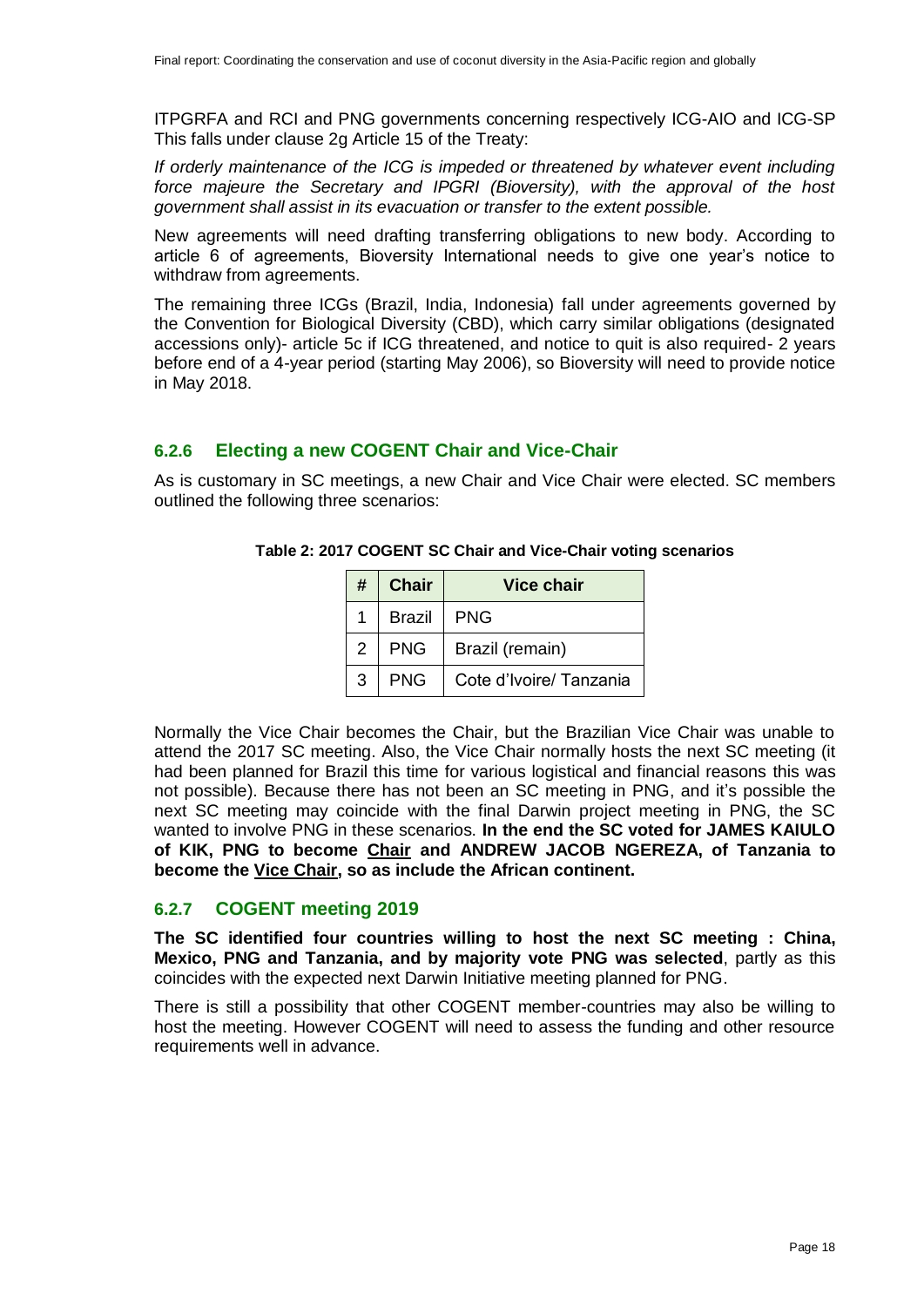ITPGRFA and RCI and PNG governments concerning respectively ICG-AIO and ICG-SP This falls under clause 2g Article 15 of the Treaty:

*If orderly maintenance of the ICG is impeded or threatened by whatever event including force majeure the Secretary and IPGRI (Bioversity), with the approval of the host government shall assist in its evacuation or transfer to the extent possible.*

New agreements will need drafting transferring obligations to new body. According to article 6 of agreements, Bioversity International needs to give one year's notice to withdraw from agreements.

The remaining three ICGs (Brazil, India, Indonesia) fall under agreements governed by the Convention for Biological Diversity (CBD), which carry similar obligations (designated accessions only)- article 5c if ICG threatened, and notice to quit is also required- 2 years before end of a 4-year period (starting May 2006), so Bioversity will need to provide notice in May 2018.

### 6.2.6 Electing a new COGENT Chair and Vice-Chair

As is customary in SC meetings, a new Chair and Vice Chair were elected. SC members outlined the following three scenarios:

**Table 2: 2017 COGENT SC Chair and Vice-Chair voting scenarios**

| # | Chair | Vice chair |
|---|---|---|
| 1 | Brazil | PNG |
| 2 | PNG | Brazil (remain) |
| 3 | PNG | Cote d'Ivoire/ Tanzania |

Normally the Vice Chair becomes the Chair, but the Brazilian Vice Chair was unable to attend the 2017 SC meeting. Also, the Vice Chair normally hosts the next SC meeting (it had been planned for Brazil this time for various logistical and financial reasons this was not possible). Because there has not been an SC meeting in PNG, and it's possible the next SC meeting may coincide with the final Darwin project meeting in PNG, the SC wanted to involve PNG in these scenarios. **In the end the SC voted for JAMES KAIULO of KIK, PNG to become Chair and ANDREW JACOB NGEREZA, of Tanzania to become the Vice Chair, so as include the African continent.**

### 6.2.7 COGENT meeting 2019

**The SC identified four countries willing to host the next SC meeting : China, Mexico, PNG and Tanzania, and by majority vote PNG was selected**, partly as this coincides with the expected next Darwin Initiative meeting planned for PNG.

There is still a possibility that other COGENT member-countries may also be willing to host the meeting. However COGENT will need to assess the funding and other resource requirements well in advance.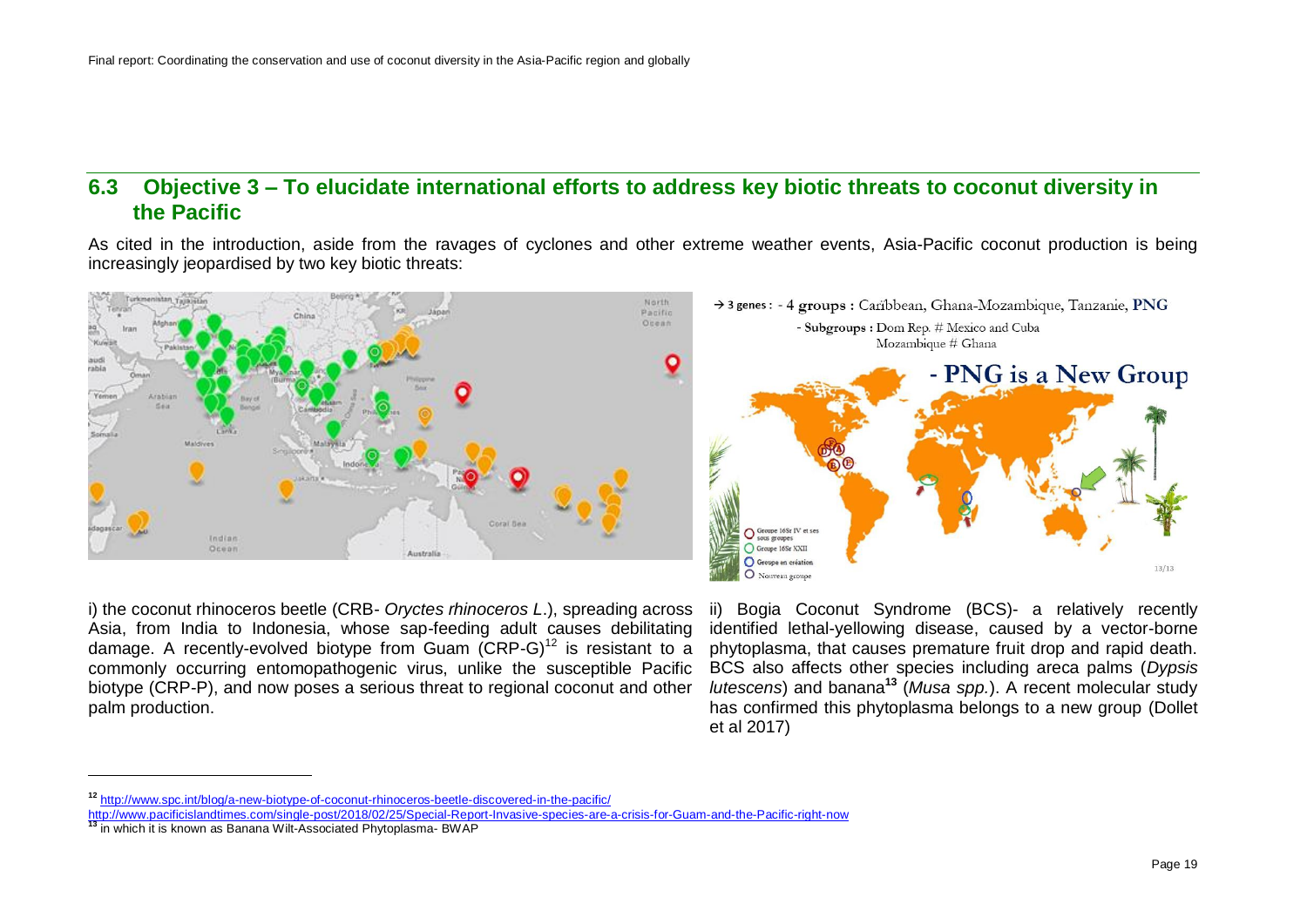## 6.3 Objective 3 – To elucidate international efforts to address key biotic threats to coconut diversity in the Pacific

As cited in the introduction, aside from the ravages of cyclones and other extreme weather events, Asia-Pacific coconut production is being increasingly jeopardised by two key biotic threats:

i) the coconut rhinoceros beetle (CRB- *Oryctes rhinoceros L.*), spreading across Asia, from India to Indonesia, whose sap-feeding adult causes debilitating damage. A recently-evolved biotype from Guam (CRP-G)[12] is resistant to a commonly occurring entomopathogenic virus, unlike the susceptible Pacific biotype (CRP-P), and now poses a serious threat to regional coconut and other palm production.

ii) Bogia Coconut Syndrome (BCS)- a relatively recently identified lethal-yellowing disease, caused by a vector-borne phytoplasma, that causes premature fruit drop and rapid death. BCS also affects other species including areca palms (*Dypsis lutescens*) and banana[13] (*Musa spp.*). A recent molecular study has confirmed this phytoplasma belongs to a new group (Dollet et al 2017)

[12] http://www.spc.int/blog/a-new-biotype-of-coconut-rhinoceros-beetle-discovered-in-the-pacific/
http://www.pacificislandtimes.com/single-post/2018/02/25/Special-Report-Invasive-species-are-a-crisis-for-Guam-and-the-Pacific-right-now

[13] in which it is known as Banana Wilt-Associated Phytoplasma- BWAP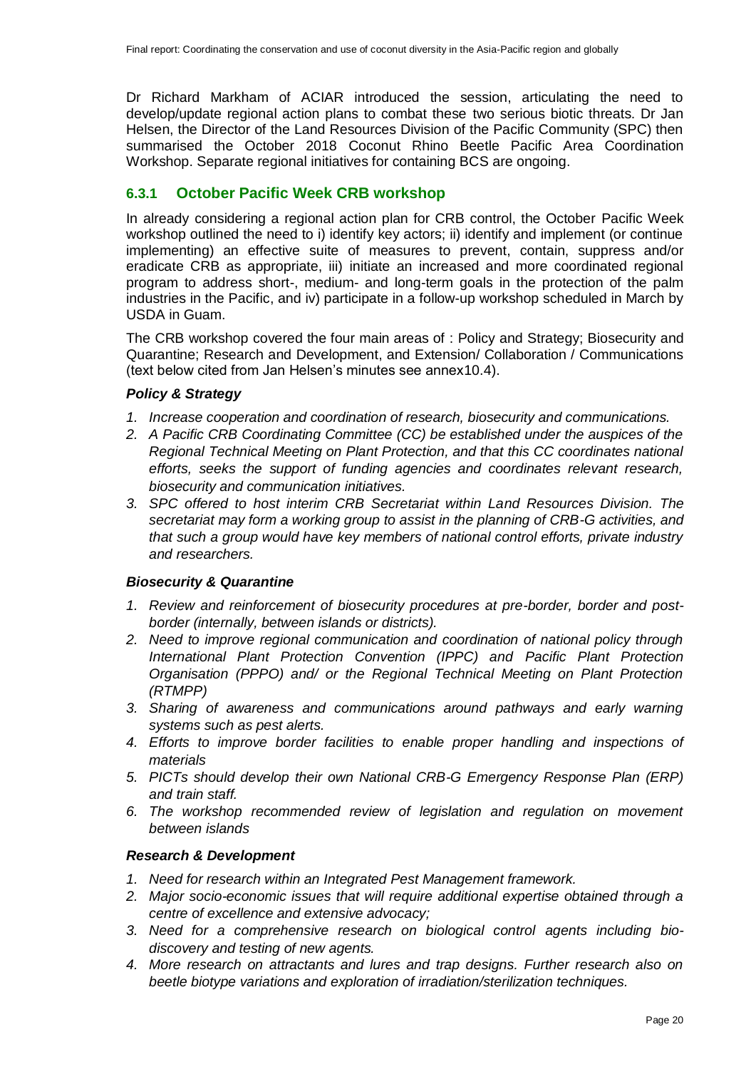Dr Richard Markham of ACIAR introduced the session, articulating the need to develop/update regional action plans to combat these two serious biotic threats. Dr Jan Helsen, the Director of the Land Resources Division of the Pacific Community (SPC) then summarised the October 2018 Coconut Rhino Beetle Pacific Area Coordination Workshop. Separate regional initiatives for containing BCS are ongoing.

### 6.3.1 October Pacific Week CRB workshop

In already considering a regional action plan for CRB control, the October Pacific Week workshop outlined the need to i) identify key actors; ii) identify and implement (or continue implementing) an effective suite of measures to prevent, contain, suppress and/or eradicate CRB as appropriate, iii) initiate an increased and more coordinated regional program to address short-, medium- and long-term goals in the protection of the palm industries in the Pacific, and iv) participate in a follow-up workshop scheduled in March by USDA in Guam.

The CRB workshop covered the four main areas of : Policy and Strategy; Biosecurity and Quarantine; Research and Development, and Extension/ Collaboration / Communications (text below cited from Jan Helsen's minutes see annex10.4).

***Policy & Strategy***

1. *Increase cooperation and coordination of research, biosecurity and communications.*
2. *A Pacific CRB Coordinating Committee (CC) be established under the auspices of the Regional Technical Meeting on Plant Protection, and that this CC coordinates national efforts, seeks the support of funding agencies and coordinates relevant research, biosecurity and communication initiatives.*
3. *SPC offered to host interim CRB Secretariat within Land Resources Division. The secretariat may form a working group to assist in the planning of CRB-G activities, and that such a group would have key members of national control efforts, private industry and researchers.*

***Biosecurity & Quarantine***

1. *Review and reinforcement of biosecurity procedures at pre-border, border and post-border (internally, between islands or districts).*
2. *Need to improve regional communication and coordination of national policy through International Plant Protection Convention (IPPC) and Pacific Plant Protection Organisation (PPPO) and/ or the Regional Technical Meeting on Plant Protection (RTMPP)*
3. *Sharing of awareness and communications around pathways and early warning systems such as pest alerts.*
4. *Efforts to improve border facilities to enable proper handling and inspections of materials*
5. *PICTs should develop their own National CRB-G Emergency Response Plan (ERP) and train staff.*
6. *The workshop recommended review of legislation and regulation on movement between islands*

***Research & Development***

1. *Need for research within an Integrated Pest Management framework.*
2. *Major socio-economic issues that will require additional expertise obtained through a centre of excellence and extensive advocacy;*
3. *Need for a comprehensive research on biological control agents including bio-discovery and testing of new agents.*
4. *More research on attractants and lures and trap designs. Further research also on beetle biotype variations and exploration of irradiation/sterilization techniques.*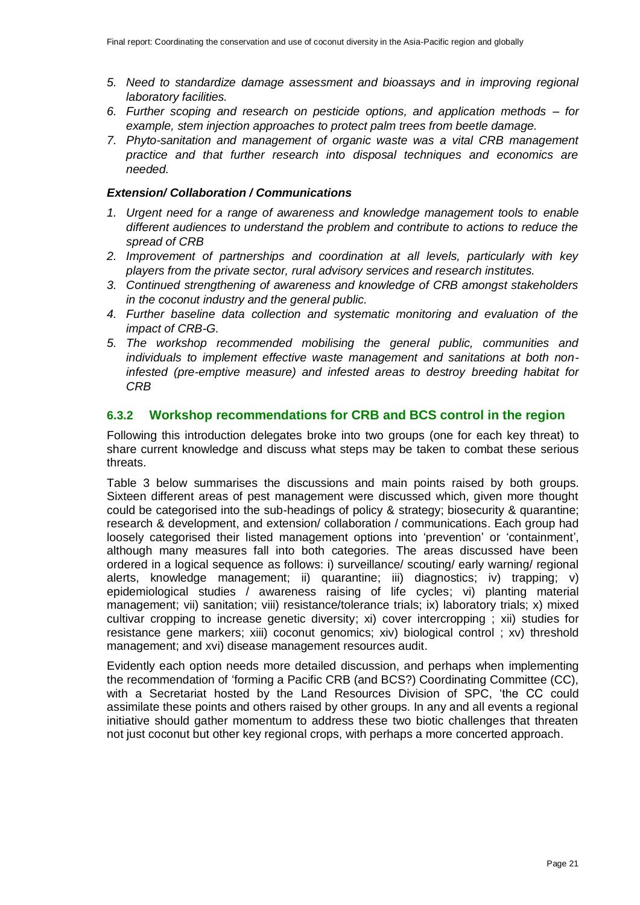5. *Need to standardize damage assessment and bioassays and in improving regional laboratory facilities.*
6. *Further scoping and research on pesticide options, and application methods – for example, stem injection approaches to protect palm trees from beetle damage.*
7. *Phyto-sanitation and management of organic waste was a vital CRB management practice and that further research into disposal techniques and economics are needed.*

***Extension/ Collaboration / Communications***

1. *Urgent need for a range of awareness and knowledge management tools to enable different audiences to understand the problem and contribute to actions to reduce the spread of CRB*
2. *Improvement of partnerships and coordination at all levels, particularly with key players from the private sector, rural advisory services and research institutes.*
3. *Continued strengthening of awareness and knowledge of CRB amongst stakeholders in the coconut industry and the general public.*
4. *Further baseline data collection and systematic monitoring and evaluation of the impact of CRB-G.*
5. *The workshop recommended mobilising the general public, communities and individuals to implement effective waste management and sanitations at both non-infested (pre-emptive measure) and infested areas to destroy breeding habitat for CRB*

### 6.3.2 Workshop recommendations for CRB and BCS control in the region

Following this introduction delegates broke into two groups (one for each key threat) to share current knowledge and discuss what steps may be taken to combat these serious threats.

Table 3 below summarises the discussions and main points raised by both groups. Sixteen different areas of pest management were discussed which, given more thought could be categorised into the sub-headings of policy & strategy; biosecurity & quarantine; research & development, and extension/ collaboration / communications. Each group had loosely categorised their listed management options into 'prevention' or 'containment', although many measures fall into both categories. The areas discussed have been ordered in a logical sequence as follows: i) surveillance/ scouting/ early warning/ regional alerts, knowledge management; ii) quarantine; iii) diagnostics; iv) trapping; v) epidemiological studies / awareness raising of life cycles; vi) planting material management; vii) sanitation; viii) resistance/tolerance trials; ix) laboratory trials; x) mixed cultivar cropping to increase genetic diversity; xi) cover intercropping ; xii) studies for resistance gene markers; xiii) coconut genomics; xiv) biological control ; xv) threshold management; and xvi) disease management resources audit.

Evidently each option needs more detailed discussion, and perhaps when implementing the recommendation of 'forming a Pacific CRB (and BCS?) Coordinating Committee (CC), with a Secretariat hosted by the Land Resources Division of SPC, 'the CC could assimilate these points and others raised by other groups. In any and all events a regional initiative should gather momentum to address these two biotic challenges that threaten not just coconut but other key regional crops, with perhaps a more concerted approach.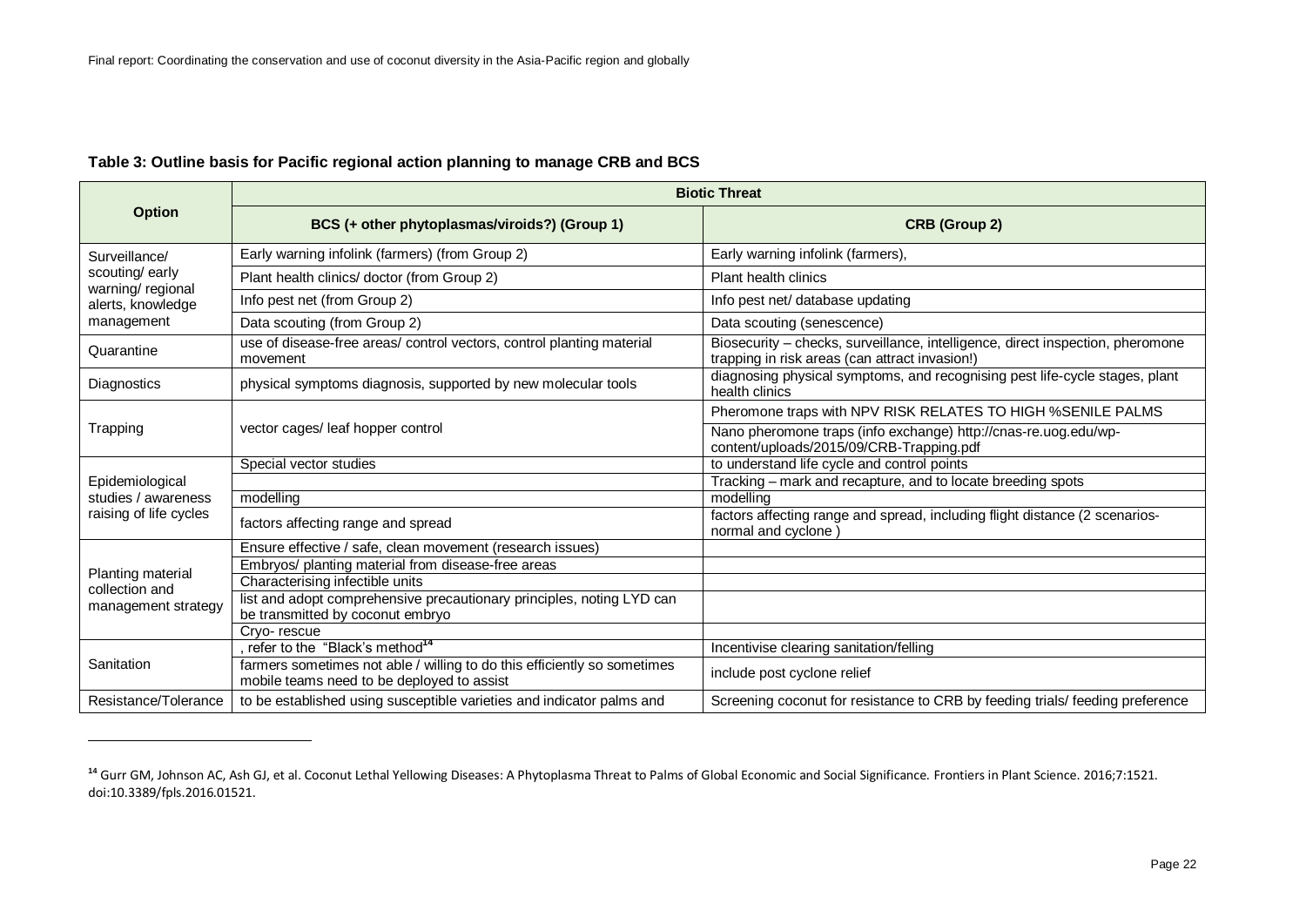**Table 3: Outline basis for Pacific regional action planning to manage CRB and BCS**

| Option | Biotic Threat | |
|---|---|---|
| | BCS (+ other phytoplasmas/viroids?) (Group 1) | CRB (Group 2) |
| Surveillance/ scouting/ early warning/ regional alerts, knowledge management | Early warning infolink (farmers) (from Group 2) | Early warning infolink (farmers), |
| | Plant health clinics/ doctor (from Group 2) | Plant health clinics |
| | Info pest net (from Group 2) | Info pest net/ database updating |
| | Data scouting (from Group 2) | Data scouting (senescence) |
| Quarantine | use of disease-free areas/ control vectors, control planting material movement | Biosecurity – checks, surveillance, intelligence, direct inspection, pheromone trapping in risk areas (can attract invasion!) |
| Diagnostics | physical symptoms diagnosis, supported by new molecular tools | diagnosing physical symptoms, and recognising pest life-cycle stages, plant health clinics |
| Trapping | vector cages/ leaf hopper control | Pheromone traps with NPV RISK RELATES TO HIGH %SENILE PALMS |
| | | Nano pheromone traps (info exchange) http://cnas-re.uog.edu/wp-content/uploads/2015/09/CRB-Trapping.pdf |
| Epidemiological studies / awareness raising of life cycles | Special vector studies | to understand life cycle and control points |
| | | Tracking – mark and recapture, and to locate breeding spots |
| | modelling | modelling |
| | factors affecting range and spread | factors affecting range and spread, including flight distance (2 scenarios- normal and cyclone ) |
| Planting material collection and management strategy | Ensure effective / safe, clean movement (research issues) | |
| | Embryos/ planting material from disease-free areas | |
| | Characterising infectible units | |
| | list and adopt comprehensive precautionary principles, noting LYD can be transmitted by coconut embryo | |
| | Cryo- rescue | |
| Sanitation | , refer to the "Black's method"[14] | Incentivise clearing sanitation/felling |
| | farmers sometimes not able / willing to do this efficiently so sometimes mobile teams need to be deployed to assist | include post cyclone relief |
| Resistance/Tolerance | to be established using susceptible varieties and indicator palms and | Screening coconut for resistance to CRB by feeding trials/ feeding preference |

[14] Gurr GM, Johnson AC, Ash GJ, et al. Coconut Lethal Yellowing Diseases: A Phytoplasma Threat to Palms of Global Economic and Social Significance. Frontiers in Plant Science. 2016;7:1521. doi:10.3389/fpls.2016.01521.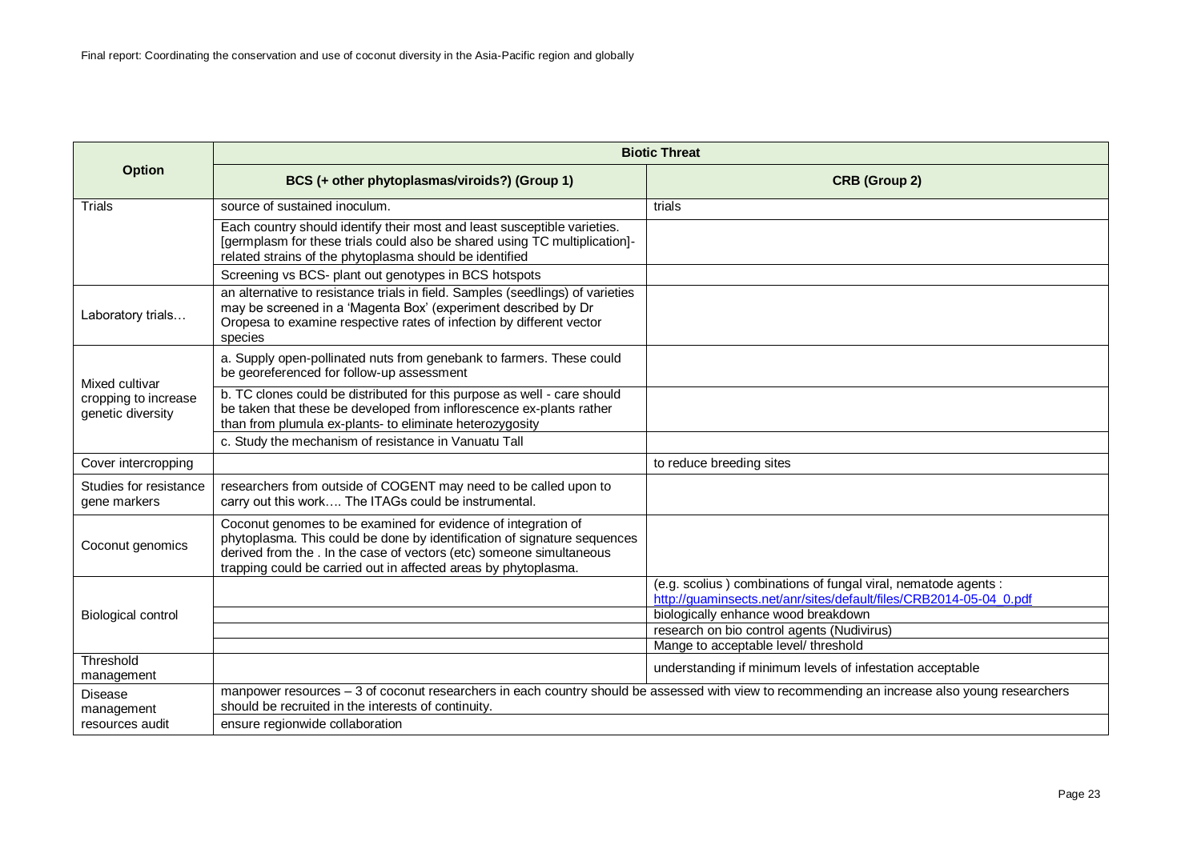| Option | Biotic Threat | |
|---|---|---|
| | BCS (+ other phytoplasmas/viroids?) (Group 1) | CRB (Group 2) |
| Trials | source of sustained inoculum. | trials |
| | Each country should identify their most and least susceptible varieties. [germplasm for these trials could also be shared using TC multiplication]- related strains of the phytoplasma should be identified | |
| | Screening vs BCS- plant out genotypes in BCS hotspots | |
| Laboratory trials… | an alternative to resistance trials in field. Samples (seedlings) of varieties may be screened in a 'Magenta Box' (experiment described by Dr Oropesa to examine respective rates of infection by different vector species | |
| Mixed cultivar cropping to increase genetic diversity | a. Supply open-pollinated nuts from genebank to farmers. These could be georeferenced for follow-up assessment | |
| | b. TC clones could be distributed for this purpose as well - care should be taken that these be developed from inflorescence ex-plants rather than from plumula ex-plants- to eliminate heterozygosity | |
| | c. Study the mechanism of resistance in Vanuatu Tall | |
| Cover intercropping | | to reduce breeding sites |
| Studies for resistance gene markers | researchers from outside of COGENT may need to be called upon to carry out this work…. The ITAGs could be instrumental. | |
| Coconut genomics | Coconut genomes to be examined for evidence of integration of phytoplasma. This could be done by identification of signature sequences derived from the . In the case of vectors (etc) someone simultaneous trapping could be carried out in affected areas by phytoplasma. | |
| Biological control | | (e.g. scolius ) combinations of fungal viral, nematode agents : http://guaminsects.net/anr/sites/default/files/CRB2014-05-04_0.pdf |
| | | biologically enhance wood breakdown |
| | | research on bio control agents (Nudivirus) |
| | | Mange to acceptable level/ threshold |
| Threshold management | | understanding if minimum levels of infestation acceptable |
| Disease management resources audit | manpower resources – 3 of coconut researchers in each country should be assessed with view to recommending an increase also young researchers should be recruited in the interests of continuity. | |
| | ensure regionwide collaboration | |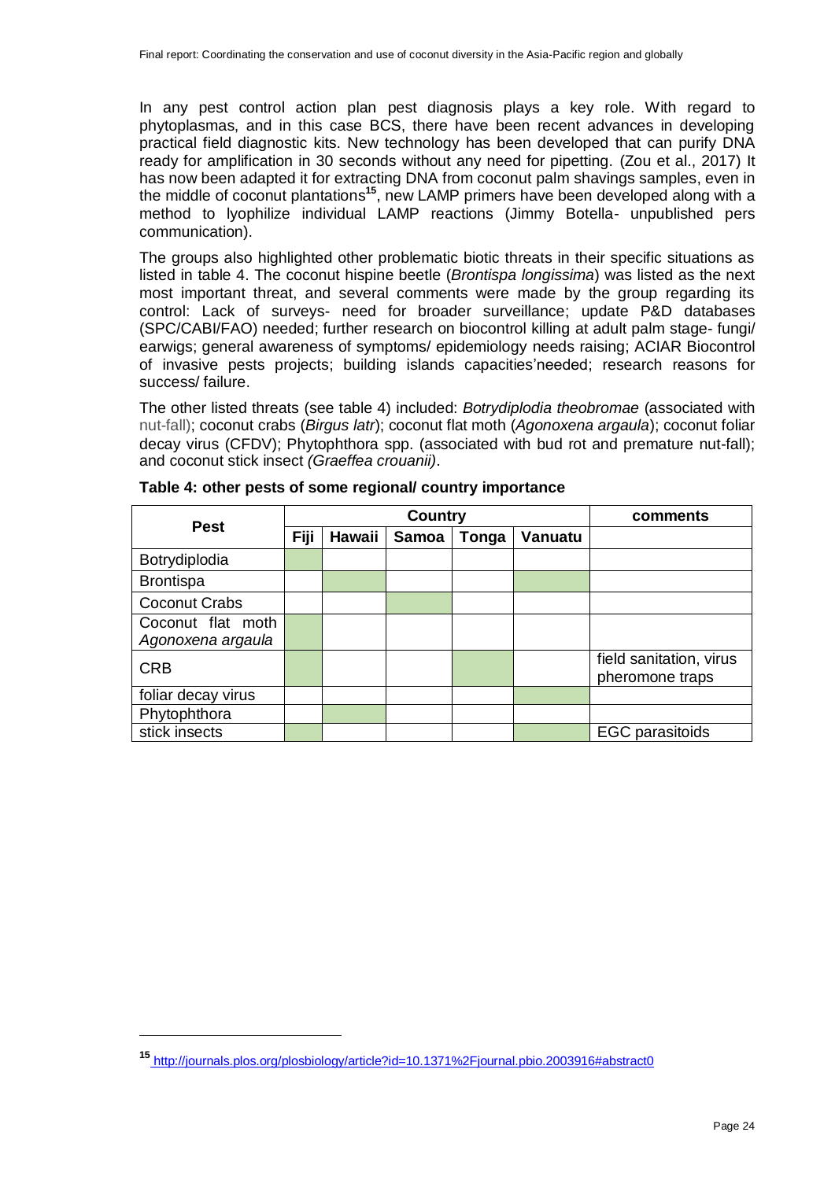In any pest control action plan pest diagnosis plays a key role. With regard to phytoplasmas, and in this case BCS, there have been recent advances in developing practical field diagnostic kits. New technology has been developed that can purify DNA ready for amplification in 30 seconds without any need for pipetting. (Zou et al., 2017) It has now been adapted it for extracting DNA from coconut palm shavings samples, even in the middle of coconut plantations[15], new LAMP primers have been developed along with a method to lyophilize individual LAMP reactions (Jimmy Botella- unpublished pers communication).

The groups also highlighted other problematic biotic threats in their specific situations as listed in table 4. The coconut hispine beetle (*Brontispa longissima*) was listed as the next most important threat, and several comments were made by the group regarding its control: Lack of surveys- need for broader surveillance; update P&D databases (SPC/CABI/FAO) needed; further research on biocontrol killing at adult palm stage- fungi/ earwigs; general awareness of symptoms/ epidemiology needs raising; ACIAR Biocontrol of invasive pests projects; building islands capacities'needed; research reasons for success/ failure.

The other listed threats (see table 4) included: *Botrydiplodia theobromae* (associated with nut-fall); coconut crabs (*Birgus latr*); coconut flat moth (*Agonoxena argaula*); coconut foliar decay virus (CFDV); Phytophthora spp. (associated with bud rot and premature nut-fall); and coconut stick insect *(Graeffea crouanii)*.

**Table 4: other pests of some regional/ country importance**

| Pest | Country | | | | | comments |
|---|---|---|---|---|---|---|
| | Fiji | Hawaii | Samoa | Tonga | Vanuatu | |
| Botrydiplodia | ✓ | | | | | |
| Brontispa | | ✓ | | | ✓ | |
| Coconut Crabs | | | ✓ | | | |
| Coconut flat moth *Agonoxena argaula* | ✓ | | | | | |
| CRB | ✓ | | | ✓ | | field sanitation, virus pheromone traps |
| foliar decay virus | | | | | ✓ | |
| Phytophthora | | ✓ | | | | |
| stick insects | ✓ | | | | ✓ | EGC parasitoids |

---

[15] http://journals.plos.org/plosbiology/article?id=10.1371%2Fjournal.pbio.2003916#abstract0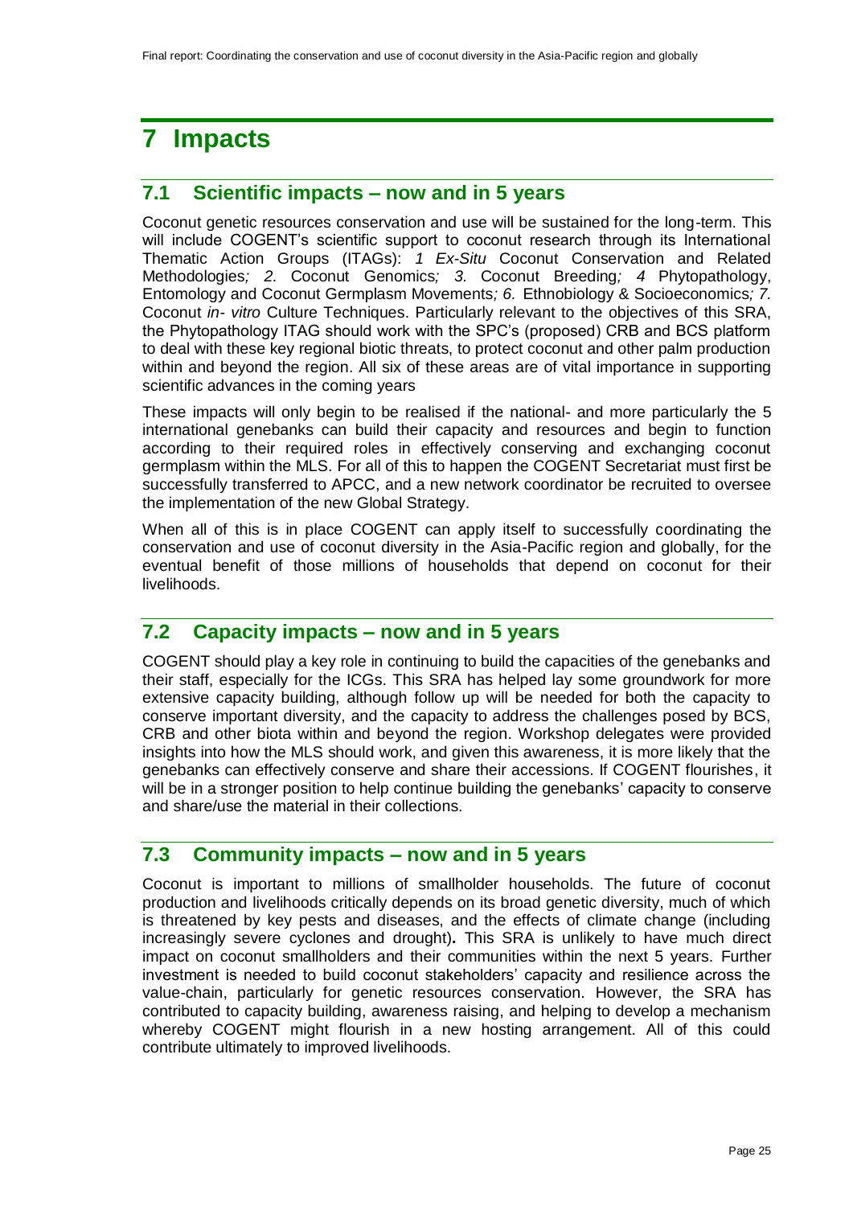# 7 Impacts

## 7.1 Scientific impacts – now and in 5 years

Coconut genetic resources conservation and use will be sustained for the long-term. This will include COGENT's scientific support to coconut research through its International Thematic Action Groups (ITAGs): *1 Ex-Situ* Coconut Conservation and Related Methodologies*; 2.* Coconut Genomics*; 3.* Coconut Breeding*; 4* Phytopathology, Entomology and Coconut Germplasm Movements*; 6.* Ethnobiology & Socioeconomics*; 7.* Coconut *in- vitro* Culture Techniques. Particularly relevant to the objectives of this SRA, the Phytopathology ITAG should work with the SPC's (proposed) CRB and BCS platform to deal with these key regional biotic threats, to protect coconut and other palm production within and beyond the region. All six of these areas are of vital importance in supporting scientific advances in the coming years

These impacts will only begin to be realised if the national- and more particularly the 5 international genebanks can build their capacity and resources and begin to function according to their required roles in effectively conserving and exchanging coconut germplasm within the MLS. For all of this to happen the COGENT Secretariat must first be successfully transferred to APCC, and a new network coordinator be recruited to oversee the implementation of the new Global Strategy.

When all of this is in place COGENT can apply itself to successfully coordinating the conservation and use of coconut diversity in the Asia-Pacific region and globally, for the eventual benefit of those millions of households that depend on coconut for their livelihoods.

## 7.2 Capacity impacts – now and in 5 years

COGENT should play a key role in continuing to build the capacities of the genebanks and their staff, especially for the ICGs. This SRA has helped lay some groundwork for more extensive capacity building, although follow up will be needed for both the capacity to conserve important diversity, and the capacity to address the challenges posed by BCS, CRB and other biota within and beyond the region. Workshop delegates were provided insights into how the MLS should work, and given this awareness, it is more likely that the genebanks can effectively conserve and share their accessions. If COGENT flourishes, it will be in a stronger position to help continue building the genebanks' capacity to conserve and share/use the material in their collections.

## 7.3 Community impacts – now and in 5 years

Coconut is important to millions of smallholder households. The future of coconut production and livelihoods critically depends on its broad genetic diversity, much of which is threatened by key pests and diseases, and the effects of climate change (including increasingly severe cyclones and drought)**.** This SRA is unlikely to have much direct impact on coconut smallholders and their communities within the next 5 years. Further investment is needed to build coconut stakeholders' capacity and resilience across the value-chain, particularly for genetic resources conservation. However, the SRA has contributed to capacity building, awareness raising, and helping to develop a mechanism whereby COGENT might flourish in a new hosting arrangement. All of this could contribute ultimately to improved livelihoods.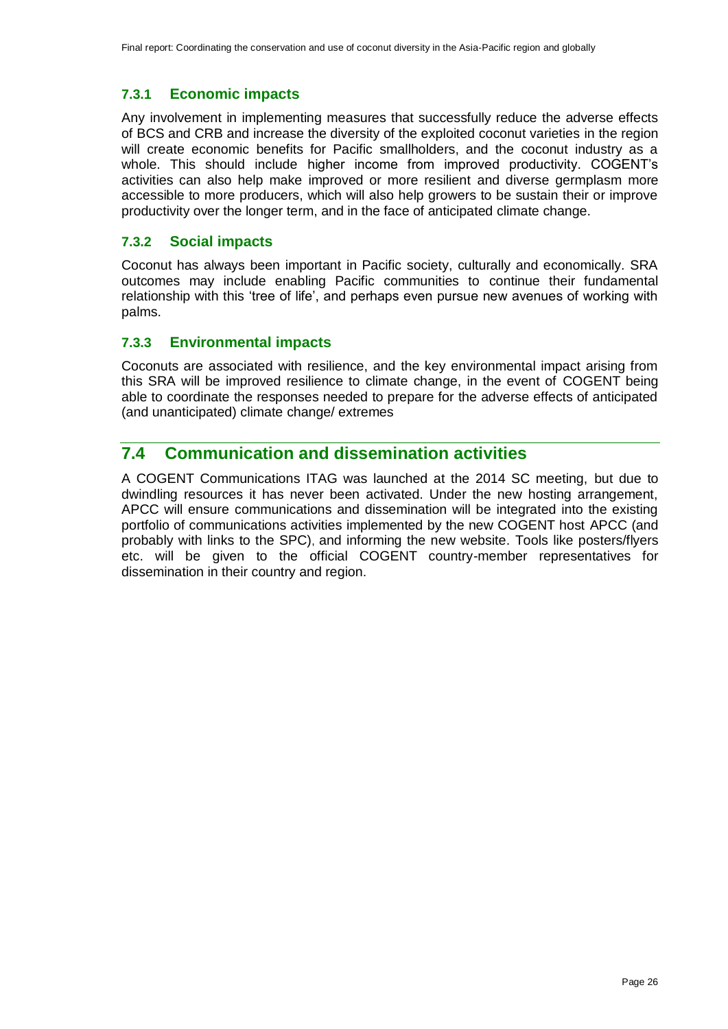### 7.3.1 Economic impacts

Any involvement in implementing measures that successfully reduce the adverse effects of BCS and CRB and increase the diversity of the exploited coconut varieties in the region will create economic benefits for Pacific smallholders, and the coconut industry as a whole. This should include higher income from improved productivity. COGENT's activities can also help make improved or more resilient and diverse germplasm more accessible to more producers, which will also help growers to be sustain their or improve productivity over the longer term, and in the face of anticipated climate change.

### 7.3.2 Social impacts

Coconut has always been important in Pacific society, culturally and economically. SRA outcomes may include enabling Pacific communities to continue their fundamental relationship with this 'tree of life', and perhaps even pursue new avenues of working with palms.

### 7.3.3 Environmental impacts

Coconuts are associated with resilience, and the key environmental impact arising from this SRA will be improved resilience to climate change, in the event of COGENT being able to coordinate the responses needed to prepare for the adverse effects of anticipated (and unanticipated) climate change/ extremes

## 7.4 Communication and dissemination activities

A COGENT Communications ITAG was launched at the 2014 SC meeting, but due to dwindling resources it has never been activated. Under the new hosting arrangement, APCC will ensure communications and dissemination will be integrated into the existing portfolio of communications activities implemented by the new COGENT host APCC (and probably with links to the SPC), and informing the new website. Tools like posters/flyers etc. will be given to the official COGENT country-member representatives for dissemination in their country and region.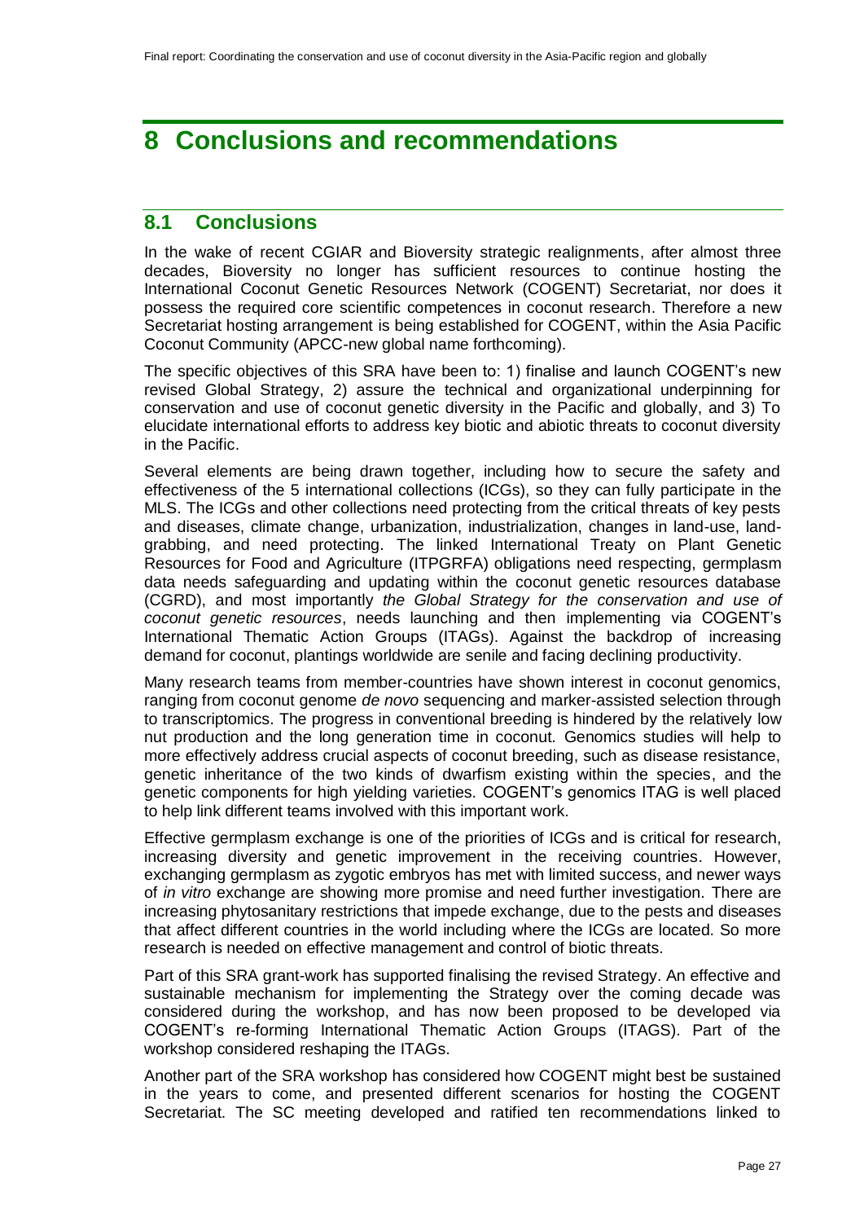# 8 Conclusions and recommendations

## 8.1 Conclusions

In the wake of recent CGIAR and Bioversity strategic realignments, after almost three decades, Bioversity no longer has sufficient resources to continue hosting the International Coconut Genetic Resources Network (COGENT) Secretariat, nor does it possess the required core scientific competences in coconut research. Therefore a new Secretariat hosting arrangement is being established for COGENT, within the Asia Pacific Coconut Community (APCC-new global name forthcoming).

The specific objectives of this SRA have been to: 1) finalise and launch COGENT's new revised Global Strategy, 2) assure the technical and organizational underpinning for conservation and use of coconut genetic diversity in the Pacific and globally, and 3) To elucidate international efforts to address key biotic and abiotic threats to coconut diversity in the Pacific.

Several elements are being drawn together, including how to secure the safety and effectiveness of the 5 international collections (ICGs), so they can fully participate in the MLS. The ICGs and other collections need protecting from the critical threats of key pests and diseases, climate change, urbanization, industrialization, changes in land-use, land-grabbing, and need protecting. The linked International Treaty on Plant Genetic Resources for Food and Agriculture (ITPGRFA) obligations need respecting, germplasm data needs safeguarding and updating within the coconut genetic resources database (CGRD), and most importantly *the Global Strategy for the conservation and use of coconut genetic resources*, needs launching and then implementing via COGENT's International Thematic Action Groups (ITAGs). Against the backdrop of increasing demand for coconut, plantings worldwide are senile and facing declining productivity.

Many research teams from member-countries have shown interest in coconut genomics, ranging from coconut genome *de novo* sequencing and marker-assisted selection through to transcriptomics. The progress in conventional breeding is hindered by the relatively low nut production and the long generation time in coconut. Genomics studies will help to more effectively address crucial aspects of coconut breeding, such as disease resistance, genetic inheritance of the two kinds of dwarfism existing within the species, and the genetic components for high yielding varieties. COGENT's genomics ITAG is well placed to help link different teams involved with this important work.

Effective germplasm exchange is one of the priorities of ICGs and is critical for research, increasing diversity and genetic improvement in the receiving countries. However, exchanging germplasm as zygotic embryos has met with limited success, and newer ways of *in vitro* exchange are showing more promise and need further investigation. There are increasing phytosanitary restrictions that impede exchange, due to the pests and diseases that affect different countries in the world including where the ICGs are located. So more research is needed on effective management and control of biotic threats.

Part of this SRA grant-work has supported finalising the revised Strategy. An effective and sustainable mechanism for implementing the Strategy over the coming decade was considered during the workshop, and has now been proposed to be developed via COGENT's re-forming International Thematic Action Groups (ITAGS). Part of the workshop considered reshaping the ITAGs.

Another part of the SRA workshop has considered how COGENT might best be sustained in the years to come, and presented different scenarios for hosting the COGENT Secretariat. The SC meeting developed and ratified ten recommendations linked to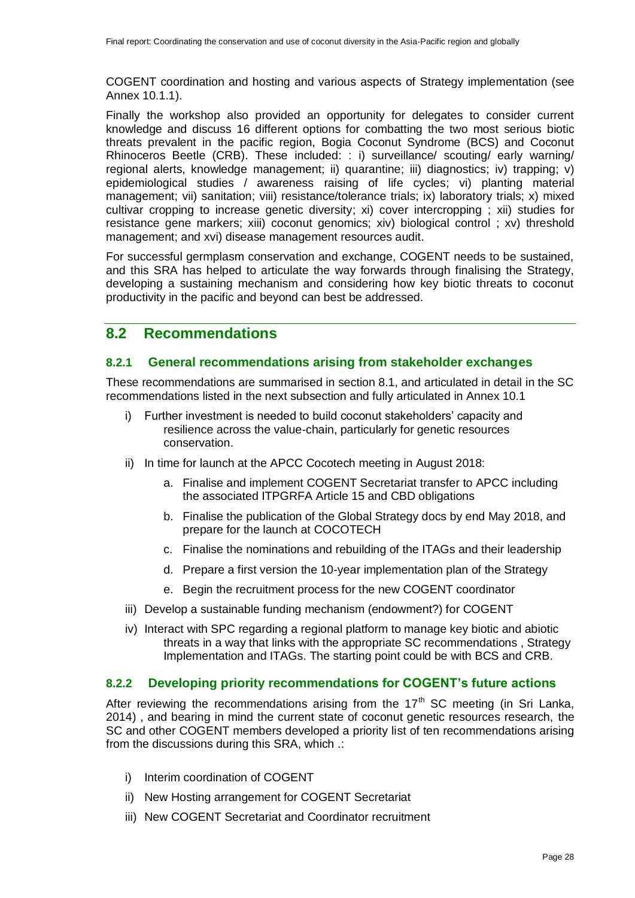COGENT coordination and hosting and various aspects of Strategy implementation (see Annex 10.1.1).

Finally the workshop also provided an opportunity for delegates to consider current knowledge and discuss 16 different options for combatting the two most serious biotic threats prevalent in the pacific region, Bogia Coconut Syndrome (BCS) and Coconut Rhinoceros Beetle (CRB). These included: : i) surveillance/ scouting/ early warning/ regional alerts, knowledge management; ii) quarantine; iii) diagnostics; iv) trapping; v) epidemiological studies / awareness raising of life cycles; vi) planting material management; vii) sanitation; viii) resistance/tolerance trials; ix) laboratory trials; x) mixed cultivar cropping to increase genetic diversity; xi) cover intercropping ; xii) studies for resistance gene markers; xiii) coconut genomics; xiv) biological control ; xv) threshold management; and xvi) disease management resources audit.

For successful germplasm conservation and exchange, COGENT needs to be sustained, and this SRA has helped to articulate the way forwards through finalising the Strategy, developing a sustaining mechanism and considering how key biotic threats to coconut productivity in the pacific and beyond can best be addressed.

## 8.2 Recommendations

### 8.2.1 General recommendations arising from stakeholder exchanges

These recommendations are summarised in section 8.1, and articulated in detail in the SC recommendations listed in the next subsection and fully articulated in Annex 10.1

i) Further investment is needed to build coconut stakeholders' capacity and resilience across the value-chain, particularly for genetic resources conservation.

ii) In time for launch at the APCC Cocotech meeting in August 2018:

   a. Finalise and implement COGENT Secretariat transfer to APCC including the associated ITPGRFA Article 15 and CBD obligations

   b. Finalise the publication of the Global Strategy docs by end May 2018, and prepare for the launch at COCOTECH

   c. Finalise the nominations and rebuilding of the ITAGs and their leadership

   d. Prepare a first version the 10-year implementation plan of the Strategy

   e. Begin the recruitment process for the new COGENT coordinator

iii) Develop a sustainable funding mechanism (endowment?) for COGENT

iv) Interact with SPC regarding a regional platform to manage key biotic and abiotic threats in a way that links with the appropriate SC recommendations , Strategy Implementation and ITAGs. The starting point could be with BCS and CRB.

### 8.2.2 Developing priority recommendations for COGENT's future actions

After reviewing the recommendations arising from the 17th SC meeting (in Sri Lanka, 2014) , and bearing in mind the current state of coconut genetic resources research, the SC and other COGENT members developed a priority list of ten recommendations arising from the discussions during this SRA, which .:

i) Interim coordination of COGENT

ii) New Hosting arrangement for COGENT Secretariat

iii) New COGENT Secretariat and Coordinator recruitment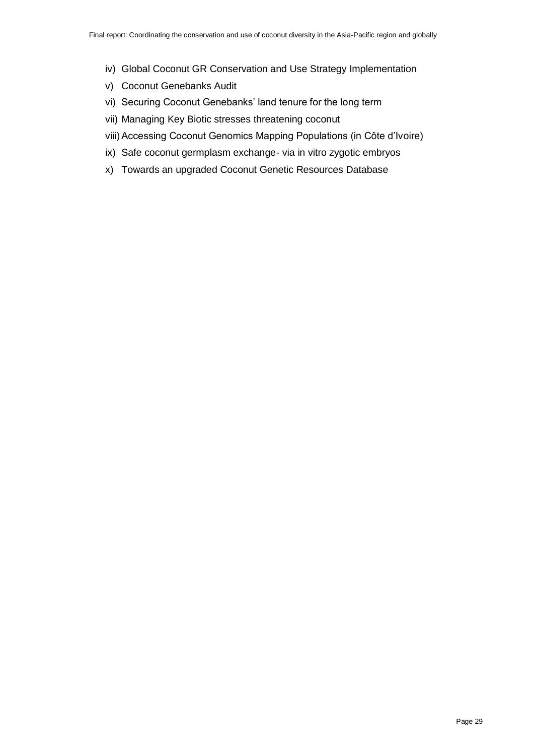iv) Global Coconut GR Conservation and Use Strategy Implementation
v) Coconut Genebanks Audit
vi) Securing Coconut Genebanks' land tenure for the long term
vii) Managing Key Biotic stresses threatening coconut
viii) Accessing Coconut Genomics Mapping Populations (in Côte d'Ivoire)
ix) Safe coconut germplasm exchange- via in vitro zygotic embryos
x) Towards an upgraded Coconut Genetic Resources Database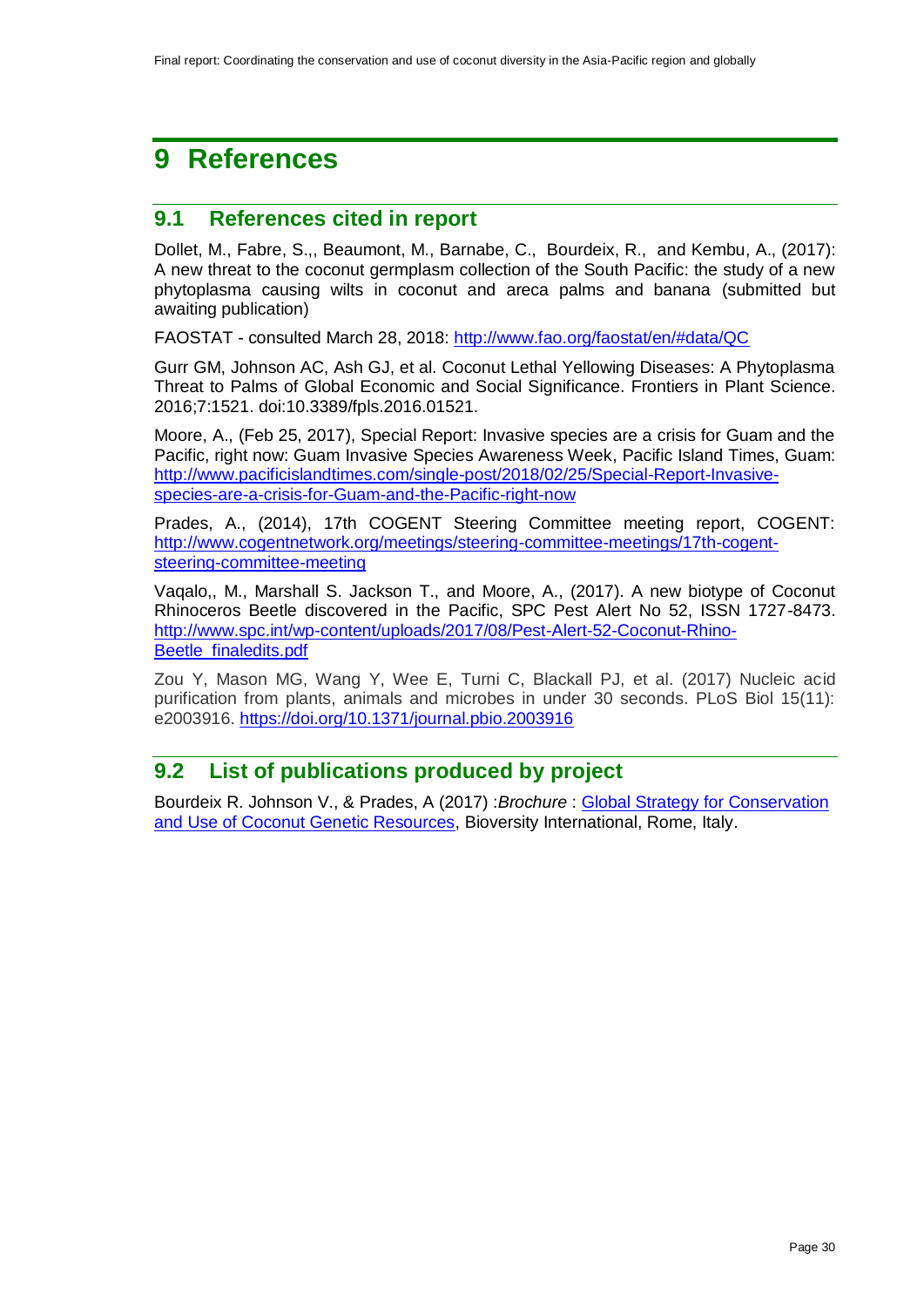# 9 References

## 9.1 References cited in report

Dollet, M., Fabre, S.,, Beaumont, M., Barnabe, C., Bourdeix, R., and Kembu, A., (2017): A new threat to the coconut germplasm collection of the South Pacific: the study of a new phytoplasma causing wilts in coconut and areca palms and banana (submitted but awaiting publication)

FAOSTAT - consulted March 28, 2018: [http://www.fao.org/faostat/en/#data/QC](http://www.fao.org/faostat/en/#data/QC)

Gurr GM, Johnson AC, Ash GJ, et al. Coconut Lethal Yellowing Diseases: A Phytoplasma Threat to Palms of Global Economic and Social Significance. Frontiers in Plant Science. 2016;7:1521. doi:10.3389/fpls.2016.01521.

Moore, A., (Feb 25, 2017), Special Report: Invasive species are a crisis for Guam and the Pacific, right now: Guam Invasive Species Awareness Week, Pacific Island Times, Guam: [http://www.pacificislandtimes.com/single-post/2018/02/25/Special-Report-Invasive-species-are-a-crisis-for-Guam-and-the-Pacific-right-now](http://www.pacificislandtimes.com/single-post/2018/02/25/Special-Report-Invasive-species-are-a-crisis-for-Guam-and-the-Pacific-right-now)

Prades, A., (2014), 17th COGENT Steering Committee meeting report, COGENT: [http://www.cogentnetwork.org/meetings/steering-committee-meetings/17th-cogent-steering-committee-meeting](http://www.cogentnetwork.org/meetings/steering-committee-meetings/17th-cogent-steering-committee-meeting)

Vaqalo,, M., Marshall S. Jackson T., and Moore, A., (2017). A new biotype of Coconut Rhinoceros Beetle discovered in the Pacific, SPC Pest Alert No 52, ISSN 1727-8473. [http://www.spc.int/wp-content/uploads/2017/08/Pest-Alert-52-Coconut-Rhino-Beetle_finaledits.pdf](http://www.spc.int/wp-content/uploads/2017/08/Pest-Alert-52-Coconut-Rhino-Beetle_finaledits.pdf)

Zou Y, Mason MG, Wang Y, Wee E, Turni C, Blackall PJ, et al. (2017) Nucleic acid purification from plants, animals and microbes in under 30 seconds. PLoS Biol 15(11): e2003916. [https://doi.org/10.1371/journal.pbio.2003916](https://doi.org/10.1371/journal.pbio.2003916)

## 9.2 List of publications produced by project

Bourdeix R. Johnson V., & Prades, A (2017) :*Brochure* : Global Strategy for Conservation and Use of Coconut Genetic Resources, Bioversity International, Rome, Italy.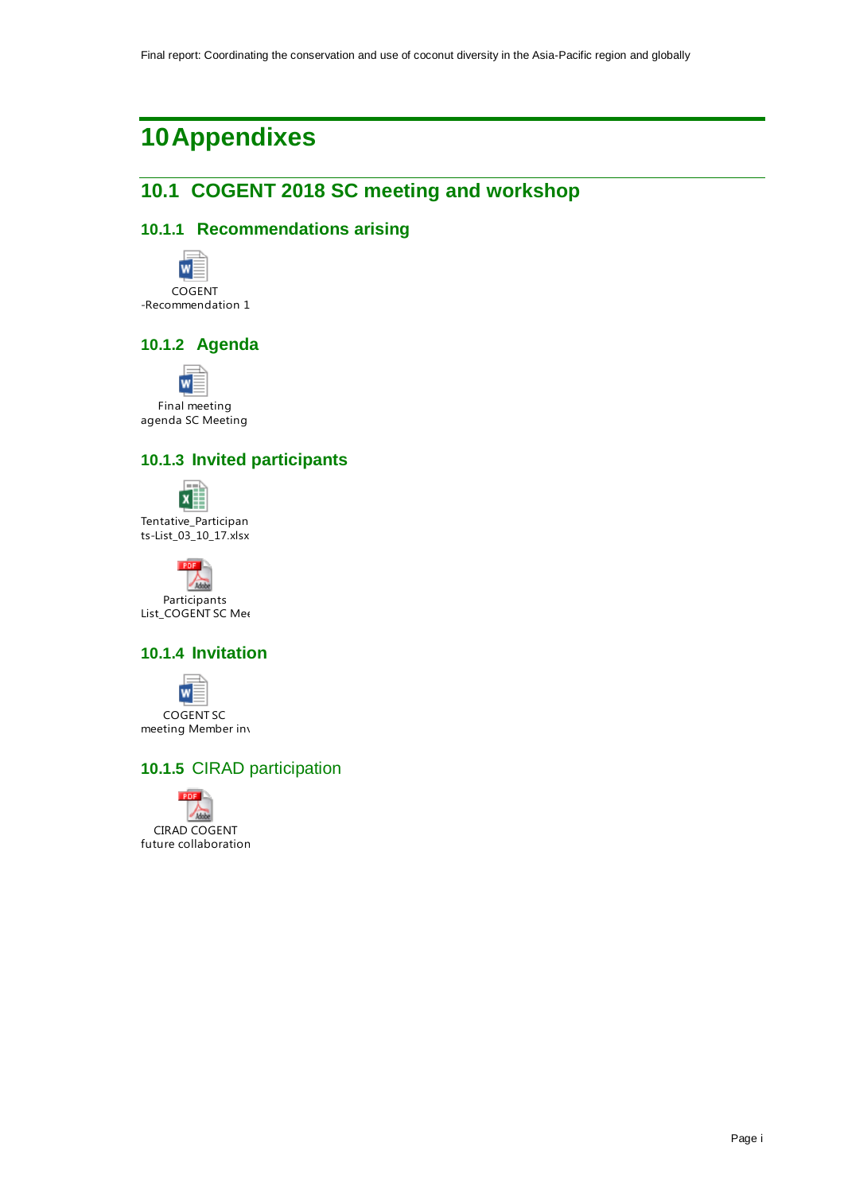# 10 Appendixes

## 10.1 COGENT 2018 SC meeting and workshop

### 10.1.1 Recommendations arising

COGENT -Recommendation 1

### 10.1.2 Agenda

Final meeting agenda SC Meeting

### 10.1.3 Invited participants

Tentative_Participants-List_03_10_17.xlsx

Participants List_COGENT SC Mee

### 10.1.4 Invitation

COGENT SC meeting Member inv

### 10.1.5 CIRAD participation

CIRAD COGENT future collaboration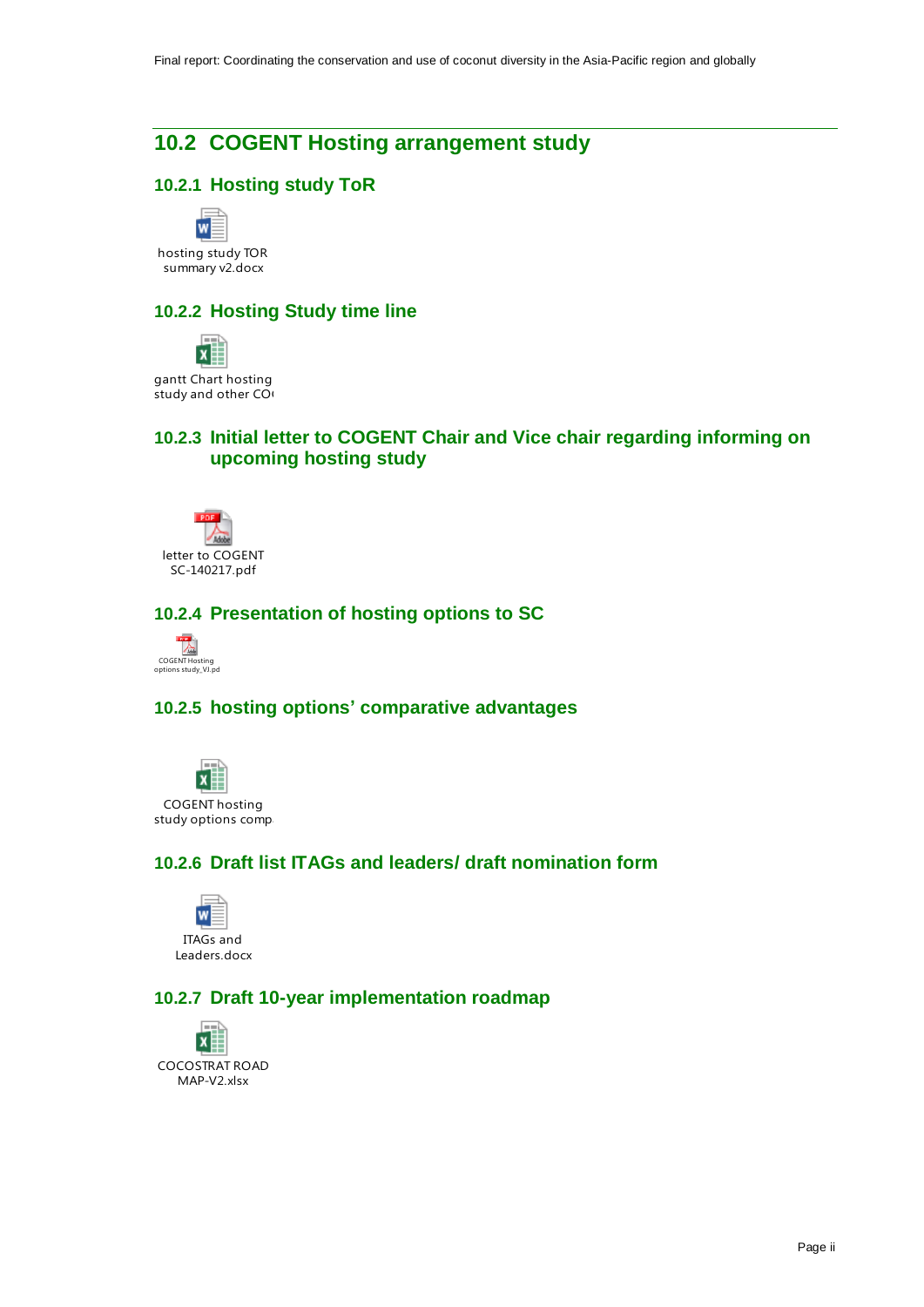## 10.2 COGENT Hosting arrangement study

### 10.2.1 Hosting study ToR

hosting study TOR summary v2.docx

### 10.2.2 Hosting Study time line

gantt Chart hosting study and other CO(

### 10.2.3 Initial letter to COGENT Chair and Vice chair regarding informing on upcoming hosting study

letter to COGENT SC-140217.pdf

### 10.2.4 Presentation of hosting options to SC

COGENT Hosting options study_VJ.pd

### 10.2.5 hosting options' comparative advantages

COGENT hosting study options comp

### 10.2.6 Draft list ITAGs and leaders/ draft nomination form

ITAGs and Leaders.docx

### 10.2.7 Draft 10-year implementation roadmap

COCOSTRAT ROAD MAP-V2.xlsx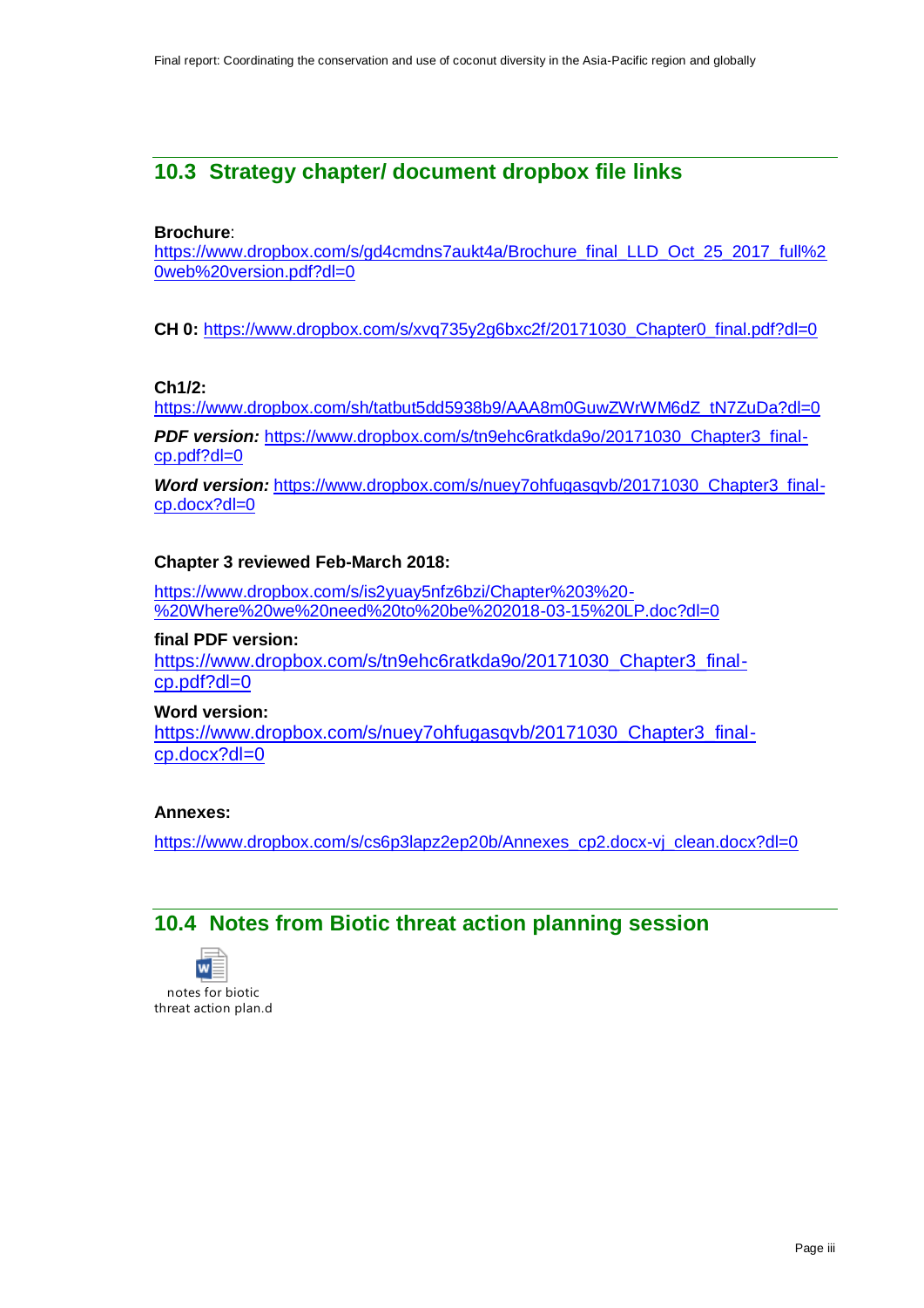## 10.3 Strategy chapter/ document dropbox file links

**Brochure**:
https://www.dropbox.com/s/gd4cmdns7aukt4a/Brochure_final_LLD_Oct_25_2017_full%20web%20version.pdf?dl=0

**CH 0:** https://www.dropbox.com/s/xvq735y2g6bxc2f/20171030_Chapter0_final.pdf?dl=0

**Ch1/2:**
https://www.dropbox.com/sh/tatbut5dd5938b9/AAA8m0GuwZWrWM6dZ_tN7ZuDa?dl=0

***PDF version:*** https://www.dropbox.com/s/tn9ehc6ratkda9o/20171030_Chapter3_final-cp.pdf?dl=0

***Word version:*** https://www.dropbox.com/s/nuey7ohfugasqvb/20171030_Chapter3_final-cp.docx?dl=0

**Chapter 3 reviewed Feb-March 2018:**

https://www.dropbox.com/s/is2yuay5nfz6bzi/Chapter%203%20-%20Where%20we%20need%20to%20be%202018-03-15%20LP.doc?dl=0

**final PDF version:**
https://www.dropbox.com/s/tn9ehc6ratkda9o/20171030_Chapter3_final-cp.pdf?dl=0

**Word version:**
https://www.dropbox.com/s/nuey7ohfugasqvb/20171030_Chapter3_final-cp.docx?dl=0

**Annexes:**

https://www.dropbox.com/s/cs6p3lapz2ep20b/Annexes_cp2.docx-vj_clean.docx?dl=0

## 10.4 Notes from Biotic threat action planning session

notes for biotic threat action plan.d